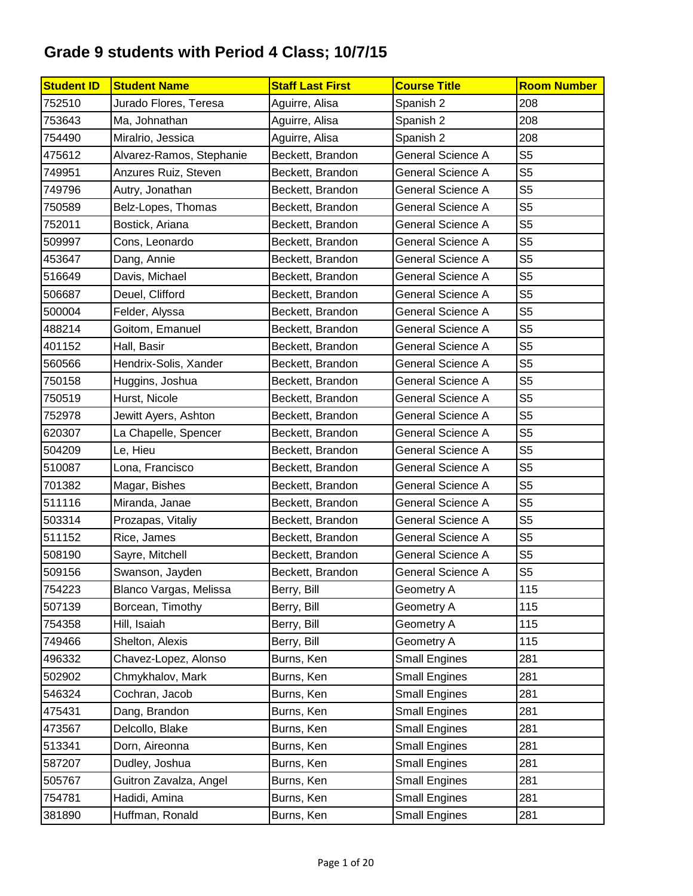# Grade 9 students with Period 4 Class; 10/7/15

| Student ID | Student Name | Staff Last First | Course Title | Room Number |
|---|---|---|---|---|
| 752510 | Jurado Flores, Teresa | Aguirre, Alisa | Spanish 2 | 208 |
| 753643 | Ma, Johnathan | Aguirre, Alisa | Spanish 2 | 208 |
| 754490 | Miralrio, Jessica | Aguirre, Alisa | Spanish 2 | 208 |
| 475612 | Alvarez-Ramos, Stephanie | Beckett, Brandon | General Science A | S5 |
| 749951 | Anzures Ruiz, Steven | Beckett, Brandon | General Science A | S5 |
| 749796 | Autry, Jonathan | Beckett, Brandon | General Science A | S5 |
| 750589 | Belz-Lopes, Thomas | Beckett, Brandon | General Science A | S5 |
| 752011 | Bostick, Ariana | Beckett, Brandon | General Science A | S5 |
| 509997 | Cons, Leonardo | Beckett, Brandon | General Science A | S5 |
| 453647 | Dang, Annie | Beckett, Brandon | General Science A | S5 |
| 516649 | Davis, Michael | Beckett, Brandon | General Science A | S5 |
| 506687 | Deuel, Clifford | Beckett, Brandon | General Science A | S5 |
| 500004 | Felder, Alyssa | Beckett, Brandon | General Science A | S5 |
| 488214 | Goitom, Emanuel | Beckett, Brandon | General Science A | S5 |
| 401152 | Hall, Basir | Beckett, Brandon | General Science A | S5 |
| 560566 | Hendrix-Solis, Xander | Beckett, Brandon | General Science A | S5 |
| 750158 | Huggins, Joshua | Beckett, Brandon | General Science A | S5 |
| 750519 | Hurst, Nicole | Beckett, Brandon | General Science A | S5 |
| 752978 | Jewitt Ayers, Ashton | Beckett, Brandon | General Science A | S5 |
| 620307 | La Chapelle, Spencer | Beckett, Brandon | General Science A | S5 |
| 504209 | Le, Hieu | Beckett, Brandon | General Science A | S5 |
| 510087 | Lona, Francisco | Beckett, Brandon | General Science A | S5 |
| 701382 | Magar, Bishes | Beckett, Brandon | General Science A | S5 |
| 511116 | Miranda, Janae | Beckett, Brandon | General Science A | S5 |
| 503314 | Prozapas, Vitaliy | Beckett, Brandon | General Science A | S5 |
| 511152 | Rice, James | Beckett, Brandon | General Science A | S5 |
| 508190 | Sayre, Mitchell | Beckett, Brandon | General Science A | S5 |
| 509156 | Swanson, Jayden | Beckett, Brandon | General Science A | S5 |
| 754223 | Blanco Vargas, Melissa | Berry, Bill | Geometry A | 115 |
| 507139 | Borcean, Timothy | Berry, Bill | Geometry A | 115 |
| 754358 | Hill, Isaiah | Berry, Bill | Geometry A | 115 |
| 749466 | Shelton, Alexis | Berry, Bill | Geometry A | 115 |
| 496332 | Chavez-Lopez, Alonso | Burns, Ken | Small Engines | 281 |
| 502902 | Chmykhalov, Mark | Burns, Ken | Small Engines | 281 |
| 546324 | Cochran, Jacob | Burns, Ken | Small Engines | 281 |
| 475431 | Dang, Brandon | Burns, Ken | Small Engines | 281 |
| 473567 | Delcollo, Blake | Burns, Ken | Small Engines | 281 |
| 513341 | Dorn, Aireonna | Burns, Ken | Small Engines | 281 |
| 587207 | Dudley, Joshua | Burns, Ken | Small Engines | 281 |
| 505767 | Guitron Zavalza, Angel | Burns, Ken | Small Engines | 281 |
| 754781 | Hadidi, Amina | Burns, Ken | Small Engines | 281 |
| 381890 | Huffman, Ronald | Burns, Ken | Small Engines | 281 |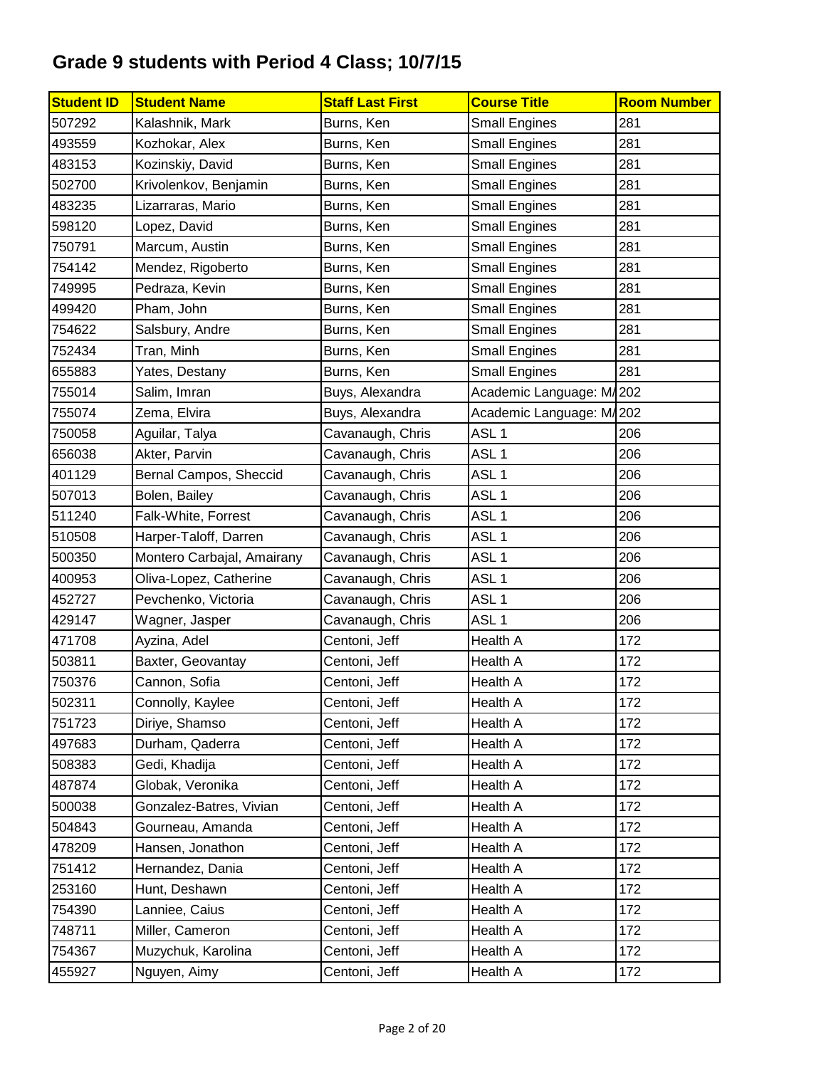## Grade 9 students with Period 4 Class; 10/7/15

| Student ID | Student Name | Staff Last First | Course Title | Room Number |
|---|---|---|---|---|
| 507292 | Kalashnik, Mark | Burns, Ken | Small Engines | 281 |
| 493559 | Kozhokar, Alex | Burns, Ken | Small Engines | 281 |
| 483153 | Kozinskiy, David | Burns, Ken | Small Engines | 281 |
| 502700 | Krivolenkov, Benjamin | Burns, Ken | Small Engines | 281 |
| 483235 | Lizarraras, Mario | Burns, Ken | Small Engines | 281 |
| 598120 | Lopez, David | Burns, Ken | Small Engines | 281 |
| 750791 | Marcum, Austin | Burns, Ken | Small Engines | 281 |
| 754142 | Mendez, Rigoberto | Burns, Ken | Small Engines | 281 |
| 749995 | Pedraza, Kevin | Burns, Ken | Small Engines | 281 |
| 499420 | Pham, John | Burns, Ken | Small Engines | 281 |
| 754622 | Salsbury, Andre | Burns, Ken | Small Engines | 281 |
| 752434 | Tran, Minh | Burns, Ken | Small Engines | 281 |
| 655883 | Yates, Destany | Burns, Ken | Small Engines | 281 |
| 755014 | Salim, Imran | Buys, Alexandra | Academic Language: M/ | 202 |
| 755074 | Zema, Elvira | Buys, Alexandra | Academic Language: M/ | 202 |
| 750058 | Aguilar, Talya | Cavanaugh, Chris | ASL 1 | 206 |
| 656038 | Akter, Parvin | Cavanaugh, Chris | ASL 1 | 206 |
| 401129 | Bernal Campos, Sheccid | Cavanaugh, Chris | ASL 1 | 206 |
| 507013 | Bolen, Bailey | Cavanaugh, Chris | ASL 1 | 206 |
| 511240 | Falk-White, Forrest | Cavanaugh, Chris | ASL 1 | 206 |
| 510508 | Harper-Taloff, Darren | Cavanaugh, Chris | ASL 1 | 206 |
| 500350 | Montero Carbajal, Amairany | Cavanaugh, Chris | ASL 1 | 206 |
| 400953 | Oliva-Lopez, Catherine | Cavanaugh, Chris | ASL 1 | 206 |
| 452727 | Pevchenko, Victoria | Cavanaugh, Chris | ASL 1 | 206 |
| 429147 | Wagner, Jasper | Cavanaugh, Chris | ASL 1 | 206 |
| 471708 | Ayzina, Adel | Centoni, Jeff | Health A | 172 |
| 503811 | Baxter, Geovantay | Centoni, Jeff | Health A | 172 |
| 750376 | Cannon, Sofia | Centoni, Jeff | Health A | 172 |
| 502311 | Connolly, Kaylee | Centoni, Jeff | Health A | 172 |
| 751723 | Diriye, Shamso | Centoni, Jeff | Health A | 172 |
| 497683 | Durham, Qaderra | Centoni, Jeff | Health A | 172 |
| 508383 | Gedi, Khadija | Centoni, Jeff | Health A | 172 |
| 487874 | Globak, Veronika | Centoni, Jeff | Health A | 172 |
| 500038 | Gonzalez-Batres, Vivian | Centoni, Jeff | Health A | 172 |
| 504843 | Gourneau, Amanda | Centoni, Jeff | Health A | 172 |
| 478209 | Hansen, Jonathon | Centoni, Jeff | Health A | 172 |
| 751412 | Hernandez, Dania | Centoni, Jeff | Health A | 172 |
| 253160 | Hunt, Deshawn | Centoni, Jeff | Health A | 172 |
| 754390 | Lanniee, Caius | Centoni, Jeff | Health A | 172 |
| 748711 | Miller, Cameron | Centoni, Jeff | Health A | 172 |
| 754367 | Muzychuk, Karolina | Centoni, Jeff | Health A | 172 |
| 455927 | Nguyen, Aimy | Centoni, Jeff | Health A | 172 |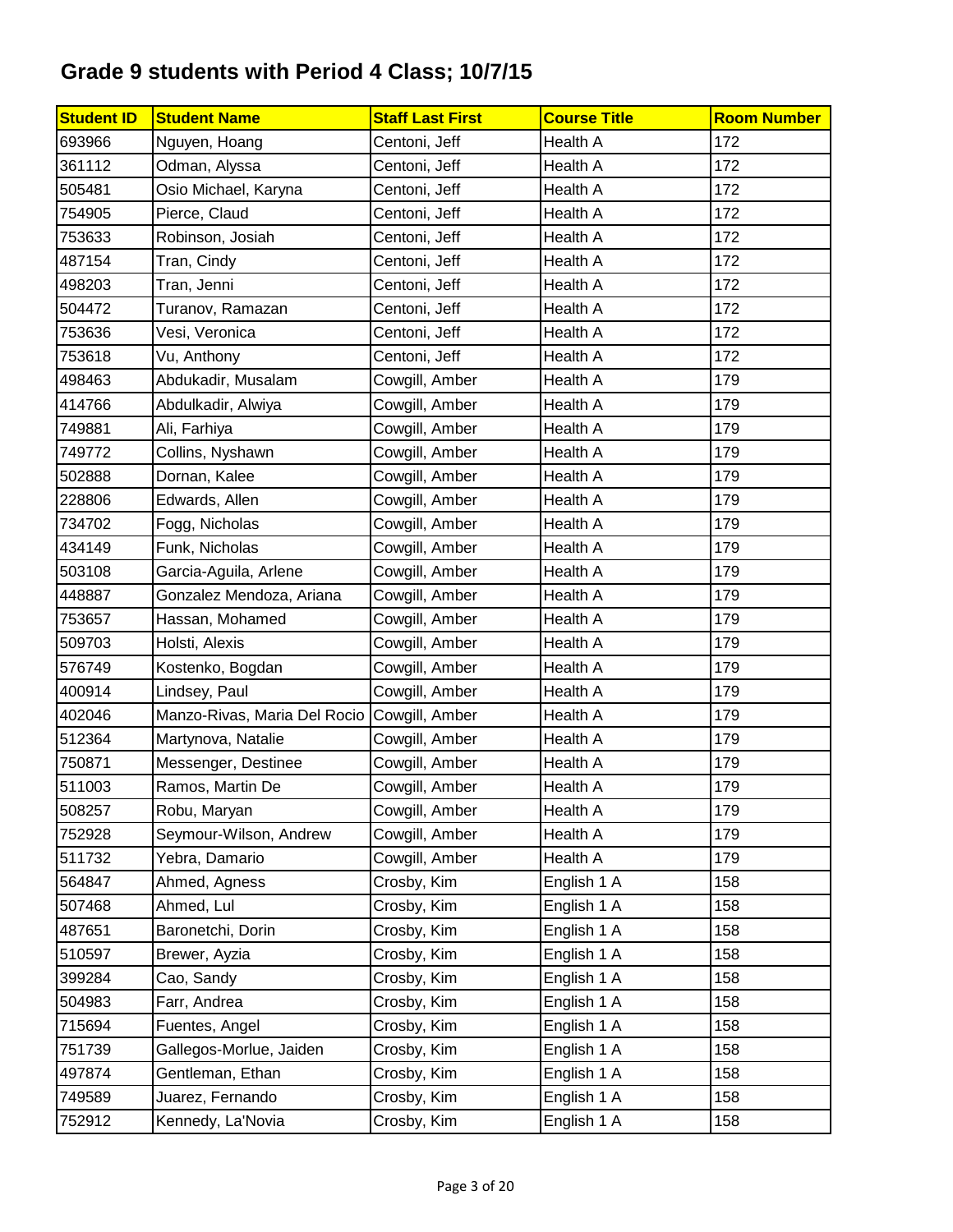# Grade 9 students with Period 4 Class; 10/7/15

| Student ID | Student Name | Staff Last First | Course Title | Room Number |
|---|---|---|---|---|
| 693966 | Nguyen, Hoang | Centoni, Jeff | Health A | 172 |
| 361112 | Odman, Alyssa | Centoni, Jeff | Health A | 172 |
| 505481 | Osio Michael, Karyna | Centoni, Jeff | Health A | 172 |
| 754905 | Pierce, Claud | Centoni, Jeff | Health A | 172 |
| 753633 | Robinson, Josiah | Centoni, Jeff | Health A | 172 |
| 487154 | Tran, Cindy | Centoni, Jeff | Health A | 172 |
| 498203 | Tran, Jenni | Centoni, Jeff | Health A | 172 |
| 504472 | Turanov, Ramazan | Centoni, Jeff | Health A | 172 |
| 753636 | Vesi, Veronica | Centoni, Jeff | Health A | 172 |
| 753618 | Vu, Anthony | Centoni, Jeff | Health A | 172 |
| 498463 | Abdukadir, Musalam | Cowgill, Amber | Health A | 179 |
| 414766 | Abdulkadir, Alwiya | Cowgill, Amber | Health A | 179 |
| 749881 | Ali, Farhiya | Cowgill, Amber | Health A | 179 |
| 749772 | Collins, Nyshawn | Cowgill, Amber | Health A | 179 |
| 502888 | Dornan, Kalee | Cowgill, Amber | Health A | 179 |
| 228806 | Edwards, Allen | Cowgill, Amber | Health A | 179 |
| 734702 | Fogg, Nicholas | Cowgill, Amber | Health A | 179 |
| 434149 | Funk, Nicholas | Cowgill, Amber | Health A | 179 |
| 503108 | Garcia-Aguila, Arlene | Cowgill, Amber | Health A | 179 |
| 448887 | Gonzalez Mendoza, Ariana | Cowgill, Amber | Health A | 179 |
| 753657 | Hassan, Mohamed | Cowgill, Amber | Health A | 179 |
| 509703 | Holsti, Alexis | Cowgill, Amber | Health A | 179 |
| 576749 | Kostenko, Bogdan | Cowgill, Amber | Health A | 179 |
| 400914 | Lindsey, Paul | Cowgill, Amber | Health A | 179 |
| 402046 | Manzo-Rivas, Maria Del Rocio | Cowgill, Amber | Health A | 179 |
| 512364 | Martynova, Natalie | Cowgill, Amber | Health A | 179 |
| 750871 | Messenger, Destinee | Cowgill, Amber | Health A | 179 |
| 511003 | Ramos, Martin De | Cowgill, Amber | Health A | 179 |
| 508257 | Robu, Maryan | Cowgill, Amber | Health A | 179 |
| 752928 | Seymour-Wilson, Andrew | Cowgill, Amber | Health A | 179 |
| 511732 | Yebra, Damario | Cowgill, Amber | Health A | 179 |
| 564847 | Ahmed, Agness | Crosby, Kim | English 1 A | 158 |
| 507468 | Ahmed, Lul | Crosby, Kim | English 1 A | 158 |
| 487651 | Baronetchi, Dorin | Crosby, Kim | English 1 A | 158 |
| 510597 | Brewer, Ayzia | Crosby, Kim | English 1 A | 158 |
| 399284 | Cao, Sandy | Crosby, Kim | English 1 A | 158 |
| 504983 | Farr, Andrea | Crosby, Kim | English 1 A | 158 |
| 715694 | Fuentes, Angel | Crosby, Kim | English 1 A | 158 |
| 751739 | Gallegos-Morlue, Jaiden | Crosby, Kim | English 1 A | 158 |
| 497874 | Gentleman, Ethan | Crosby, Kim | English 1 A | 158 |
| 749589 | Juarez, Fernando | Crosby, Kim | English 1 A | 158 |
| 752912 | Kennedy, La'Novia | Crosby, Kim | English 1 A | 158 |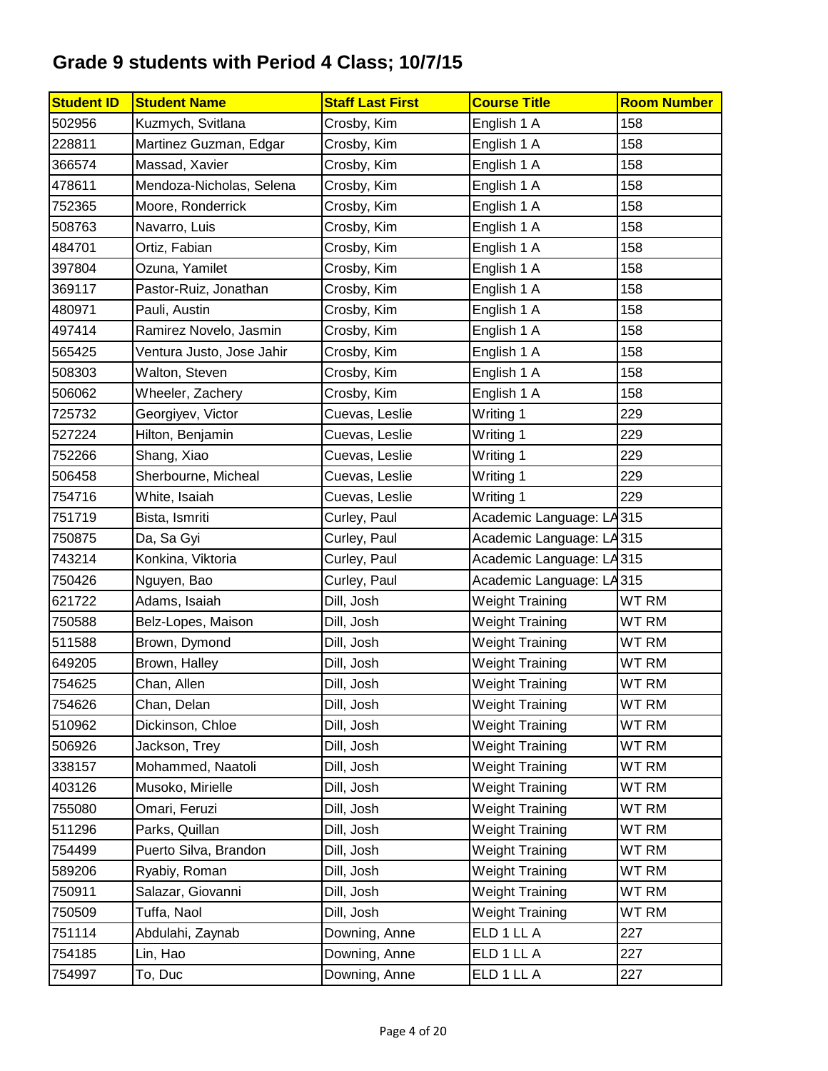# Grade 9 students with Period 4 Class; 10/7/15

| Student ID | Student Name | Staff Last First | Course Title | Room Number |
|---|---|---|---|---|
| 502956 | Kuzmych, Svitlana | Crosby, Kim | English 1 A | 158 |
| 228811 | Martinez Guzman, Edgar | Crosby, Kim | English 1 A | 158 |
| 366574 | Massad, Xavier | Crosby, Kim | English 1 A | 158 |
| 478611 | Mendoza-Nicholas, Selena | Crosby, Kim | English 1 A | 158 |
| 752365 | Moore, Ronderrick | Crosby, Kim | English 1 A | 158 |
| 508763 | Navarro, Luis | Crosby, Kim | English 1 A | 158 |
| 484701 | Ortiz, Fabian | Crosby, Kim | English 1 A | 158 |
| 397804 | Ozuna, Yamilet | Crosby, Kim | English 1 A | 158 |
| 369117 | Pastor-Ruiz, Jonathan | Crosby, Kim | English 1 A | 158 |
| 480971 | Pauli, Austin | Crosby, Kim | English 1 A | 158 |
| 497414 | Ramirez Novelo, Jasmin | Crosby, Kim | English 1 A | 158 |
| 565425 | Ventura Justo, Jose Jahir | Crosby, Kim | English 1 A | 158 |
| 508303 | Walton, Steven | Crosby, Kim | English 1 A | 158 |
| 506062 | Wheeler, Zachery | Crosby, Kim | English 1 A | 158 |
| 725732 | Georgiyev, Victor | Cuevas, Leslie | Writing 1 | 229 |
| 527224 | Hilton, Benjamin | Cuevas, Leslie | Writing 1 | 229 |
| 752266 | Shang, Xiao | Cuevas, Leslie | Writing 1 | 229 |
| 506458 | Sherbourne, Micheal | Cuevas, Leslie | Writing 1 | 229 |
| 754716 | White, Isaiah | Cuevas, Leslie | Writing 1 | 229 |
| 751719 | Bista, Ismriti | Curley, Paul | Academic Language: LA | 315 |
| 750875 | Da, Sa Gyi | Curley, Paul | Academic Language: LA | 315 |
| 743214 | Konkina, Viktoria | Curley, Paul | Academic Language: LA | 315 |
| 750426 | Nguyen, Bao | Curley, Paul | Academic Language: LA | 315 |
| 621722 | Adams, Isaiah | Dill, Josh | Weight Training | WT RM |
| 750588 | Belz-Lopes, Maison | Dill, Josh | Weight Training | WT RM |
| 511588 | Brown, Dymond | Dill, Josh | Weight Training | WT RM |
| 649205 | Brown, Halley | Dill, Josh | Weight Training | WT RM |
| 754625 | Chan, Allen | Dill, Josh | Weight Training | WT RM |
| 754626 | Chan, Delan | Dill, Josh | Weight Training | WT RM |
| 510962 | Dickinson, Chloe | Dill, Josh | Weight Training | WT RM |
| 506926 | Jackson, Trey | Dill, Josh | Weight Training | WT RM |
| 338157 | Mohammed, Naatoli | Dill, Josh | Weight Training | WT RM |
| 403126 | Musoko, Mirielle | Dill, Josh | Weight Training | WT RM |
| 755080 | Omari, Feruzi | Dill, Josh | Weight Training | WT RM |
| 511296 | Parks, Quillan | Dill, Josh | Weight Training | WT RM |
| 754499 | Puerto Silva, Brandon | Dill, Josh | Weight Training | WT RM |
| 589206 | Ryabiy, Roman | Dill, Josh | Weight Training | WT RM |
| 750911 | Salazar, Giovanni | Dill, Josh | Weight Training | WT RM |
| 750509 | Tuffa, Naol | Dill, Josh | Weight Training | WT RM |
| 751114 | Abdulahi, Zaynab | Downing, Anne | ELD 1 LL A | 227 |
| 754185 | Lin, Hao | Downing, Anne | ELD 1 LL A | 227 |
| 754997 | To, Duc | Downing, Anne | ELD 1 LL A | 227 |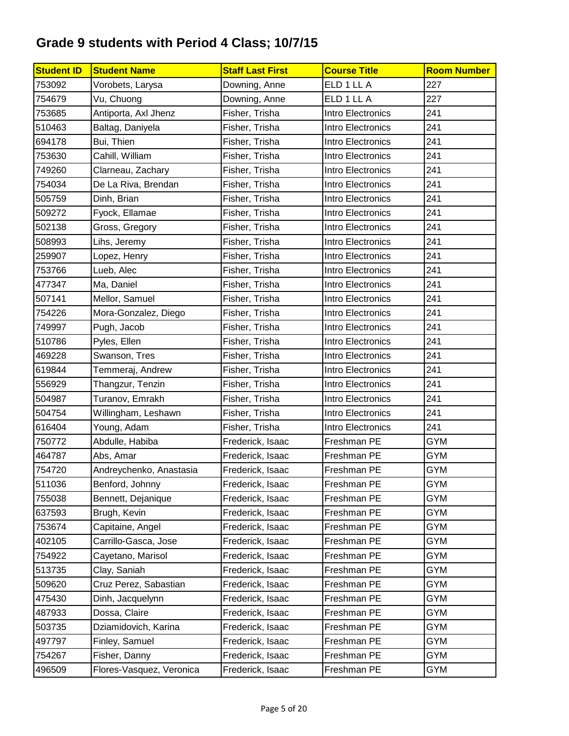# Grade 9 students with Period 4 Class; 10/7/15

| Student ID | Student Name | Staff Last First | Course Title | Room Number |
|---|---|---|---|---|
| 753092 | Vorobets, Larysa | Downing, Anne | ELD 1 LL A | 227 |
| 754679 | Vu, Chuong | Downing, Anne | ELD 1 LL A | 227 |
| 753685 | Antiporta, Axl Jhenz | Fisher, Trisha | Intro Electronics | 241 |
| 510463 | Baltag, Daniyela | Fisher, Trisha | Intro Electronics | 241 |
| 694178 | Bui, Thien | Fisher, Trisha | Intro Electronics | 241 |
| 753630 | Cahill, William | Fisher, Trisha | Intro Electronics | 241 |
| 749260 | Clarneau, Zachary | Fisher, Trisha | Intro Electronics | 241 |
| 754034 | De La Riva, Brendan | Fisher, Trisha | Intro Electronics | 241 |
| 505759 | Dinh, Brian | Fisher, Trisha | Intro Electronics | 241 |
| 509272 | Fyock, Ellamae | Fisher, Trisha | Intro Electronics | 241 |
| 502138 | Gross, Gregory | Fisher, Trisha | Intro Electronics | 241 |
| 508993 | Lihs, Jeremy | Fisher, Trisha | Intro Electronics | 241 |
| 259907 | Lopez, Henry | Fisher, Trisha | Intro Electronics | 241 |
| 753766 | Lueb, Alec | Fisher, Trisha | Intro Electronics | 241 |
| 477347 | Ma, Daniel | Fisher, Trisha | Intro Electronics | 241 |
| 507141 | Mellor, Samuel | Fisher, Trisha | Intro Electronics | 241 |
| 754226 | Mora-Gonzalez, Diego | Fisher, Trisha | Intro Electronics | 241 |
| 749997 | Pugh, Jacob | Fisher, Trisha | Intro Electronics | 241 |
| 510786 | Pyles, Ellen | Fisher, Trisha | Intro Electronics | 241 |
| 469228 | Swanson, Tres | Fisher, Trisha | Intro Electronics | 241 |
| 619844 | Temmeraj, Andrew | Fisher, Trisha | Intro Electronics | 241 |
| 556929 | Thangzur, Tenzin | Fisher, Trisha | Intro Electronics | 241 |
| 504987 | Turanov, Emrakh | Fisher, Trisha | Intro Electronics | 241 |
| 504754 | Willingham, Leshawn | Fisher, Trisha | Intro Electronics | 241 |
| 616404 | Young, Adam | Fisher, Trisha | Intro Electronics | 241 |
| 750772 | Abdulle, Habiba | Frederick, Isaac | Freshman PE | GYM |
| 464787 | Abs, Amar | Frederick, Isaac | Freshman PE | GYM |
| 754720 | Andreychenko, Anastasia | Frederick, Isaac | Freshman PE | GYM |
| 511036 | Benford, Johnny | Frederick, Isaac | Freshman PE | GYM |
| 755038 | Bennett, Dejanique | Frederick, Isaac | Freshman PE | GYM |
| 637593 | Brugh, Kevin | Frederick, Isaac | Freshman PE | GYM |
| 753674 | Capitaine, Angel | Frederick, Isaac | Freshman PE | GYM |
| 402105 | Carrillo-Gasca, Jose | Frederick, Isaac | Freshman PE | GYM |
| 754922 | Cayetano, Marisol | Frederick, Isaac | Freshman PE | GYM |
| 513735 | Clay, Saniah | Frederick, Isaac | Freshman PE | GYM |
| 509620 | Cruz Perez, Sabastian | Frederick, Isaac | Freshman PE | GYM |
| 475430 | Dinh, Jacquelynn | Frederick, Isaac | Freshman PE | GYM |
| 487933 | Dossa, Claire | Frederick, Isaac | Freshman PE | GYM |
| 503735 | Dziamidovich, Karina | Frederick, Isaac | Freshman PE | GYM |
| 497797 | Finley, Samuel | Frederick, Isaac | Freshman PE | GYM |
| 754267 | Fisher, Danny | Frederick, Isaac | Freshman PE | GYM |
| 496509 | Flores-Vasquez, Veronica | Frederick, Isaac | Freshman PE | GYM |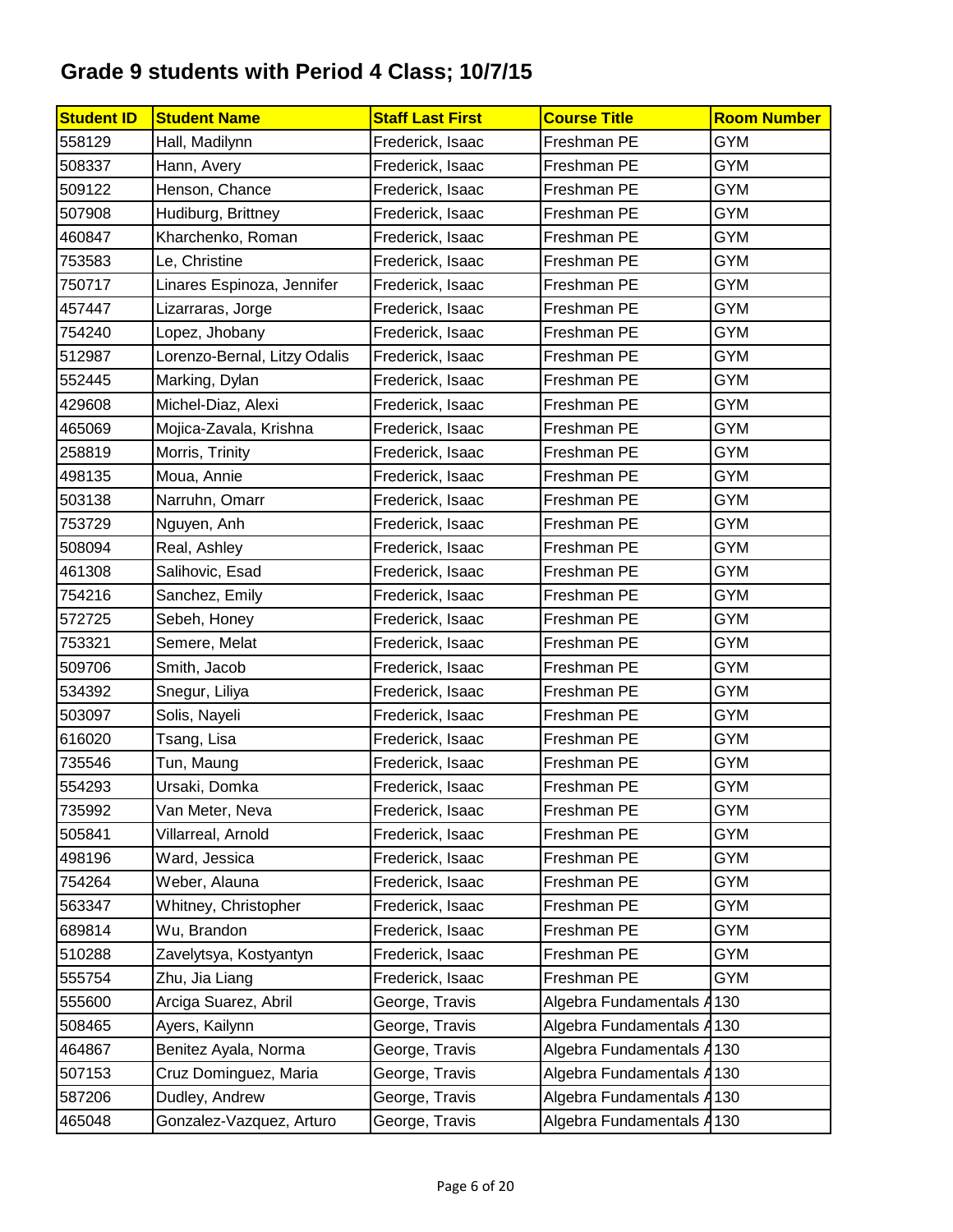# Grade 9 students with Period 4 Class; 10/7/15

| Student ID | Student Name | Staff Last First | Course Title | Room Number |
|---|---|---|---|---|
| 558129 | Hall, Madilynn | Frederick, Isaac | Freshman PE | GYM |
| 508337 | Hann, Avery | Frederick, Isaac | Freshman PE | GYM |
| 509122 | Henson, Chance | Frederick, Isaac | Freshman PE | GYM |
| 507908 | Hudiburg, Brittney | Frederick, Isaac | Freshman PE | GYM |
| 460847 | Kharchenko, Roman | Frederick, Isaac | Freshman PE | GYM |
| 753583 | Le, Christine | Frederick, Isaac | Freshman PE | GYM |
| 750717 | Linares Espinoza, Jennifer | Frederick, Isaac | Freshman PE | GYM |
| 457447 | Lizarraras, Jorge | Frederick, Isaac | Freshman PE | GYM |
| 754240 | Lopez, Jhobany | Frederick, Isaac | Freshman PE | GYM |
| 512987 | Lorenzo-Bernal, Litzy Odalis | Frederick, Isaac | Freshman PE | GYM |
| 552445 | Marking, Dylan | Frederick, Isaac | Freshman PE | GYM |
| 429608 | Michel-Diaz, Alexi | Frederick, Isaac | Freshman PE | GYM |
| 465069 | Mojica-Zavala, Krishna | Frederick, Isaac | Freshman PE | GYM |
| 258819 | Morris, Trinity | Frederick, Isaac | Freshman PE | GYM |
| 498135 | Moua, Annie | Frederick, Isaac | Freshman PE | GYM |
| 503138 | Narruhn, Omarr | Frederick, Isaac | Freshman PE | GYM |
| 753729 | Nguyen, Anh | Frederick, Isaac | Freshman PE | GYM |
| 508094 | Real, Ashley | Frederick, Isaac | Freshman PE | GYM |
| 461308 | Salihovic, Esad | Frederick, Isaac | Freshman PE | GYM |
| 754216 | Sanchez, Emily | Frederick, Isaac | Freshman PE | GYM |
| 572725 | Sebeh, Honey | Frederick, Isaac | Freshman PE | GYM |
| 753321 | Semere, Melat | Frederick, Isaac | Freshman PE | GYM |
| 509706 | Smith, Jacob | Frederick, Isaac | Freshman PE | GYM |
| 534392 | Snegur, Liliya | Frederick, Isaac | Freshman PE | GYM |
| 503097 | Solis, Nayeli | Frederick, Isaac | Freshman PE | GYM |
| 616020 | Tsang, Lisa | Frederick, Isaac | Freshman PE | GYM |
| 735546 | Tun, Maung | Frederick, Isaac | Freshman PE | GYM |
| 554293 | Ursaki, Domka | Frederick, Isaac | Freshman PE | GYM |
| 735992 | Van Meter, Neva | Frederick, Isaac | Freshman PE | GYM |
| 505841 | Villarreal, Arnold | Frederick, Isaac | Freshman PE | GYM |
| 498196 | Ward, Jessica | Frederick, Isaac | Freshman PE | GYM |
| 754264 | Weber, Alauna | Frederick, Isaac | Freshman PE | GYM |
| 563347 | Whitney, Christopher | Frederick, Isaac | Freshman PE | GYM |
| 689814 | Wu, Brandon | Frederick, Isaac | Freshman PE | GYM |
| 510288 | Zavelytsya, Kostyantyn | Frederick, Isaac | Freshman PE | GYM |
| 555754 | Zhu, Jia Liang | Frederick, Isaac | Freshman PE | GYM |
| 555600 | Arciga Suarez, Abril | George, Travis | Algebra Fundamentals A | 130 |
| 508465 | Ayers, Kailynn | George, Travis | Algebra Fundamentals A | 130 |
| 464867 | Benitez Ayala, Norma | George, Travis | Algebra Fundamentals A | 130 |
| 507153 | Cruz Dominguez, Maria | George, Travis | Algebra Fundamentals A | 130 |
| 587206 | Dudley, Andrew | George, Travis | Algebra Fundamentals A | 130 |
| 465048 | Gonzalez-Vazquez, Arturo | George, Travis | Algebra Fundamentals A | 130 |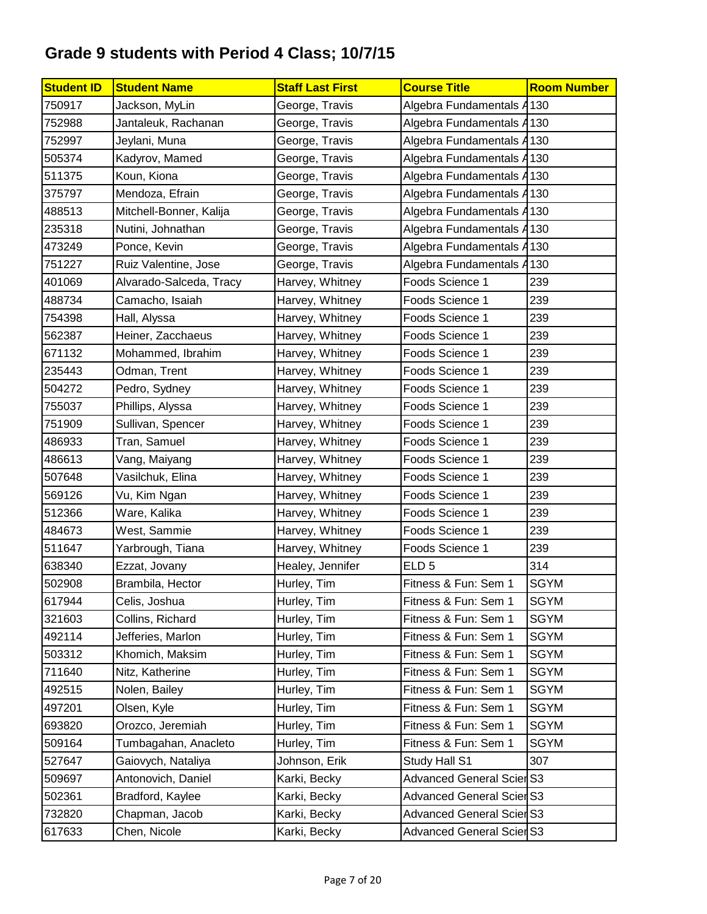# Grade 9 students with Period 4 Class; 10/7/15

| Student ID | Student Name | Staff Last First | Course Title | Room Number |
|---|---|---|---|---|
| 750917 | Jackson, MyLin | George, Travis | Algebra Fundamentals A | 130 |
| 752988 | Jantaleuk, Rachanan | George, Travis | Algebra Fundamentals A | 130 |
| 752997 | Jeylani, Muna | George, Travis | Algebra Fundamentals A | 130 |
| 505374 | Kadyrov, Mamed | George, Travis | Algebra Fundamentals A | 130 |
| 511375 | Koun, Kiona | George, Travis | Algebra Fundamentals A | 130 |
| 375797 | Mendoza, Efrain | George, Travis | Algebra Fundamentals A | 130 |
| 488513 | Mitchell-Bonner, Kalija | George, Travis | Algebra Fundamentals A | 130 |
| 235318 | Nutini, Johnathan | George, Travis | Algebra Fundamentals A | 130 |
| 473249 | Ponce, Kevin | George, Travis | Algebra Fundamentals A | 130 |
| 751227 | Ruiz Valentine, Jose | George, Travis | Algebra Fundamentals A | 130 |
| 401069 | Alvarado-Salceda, Tracy | Harvey, Whitney | Foods Science 1 | 239 |
| 488734 | Camacho, Isaiah | Harvey, Whitney | Foods Science 1 | 239 |
| 754398 | Hall, Alyssa | Harvey, Whitney | Foods Science 1 | 239 |
| 562387 | Heiner, Zacchaeus | Harvey, Whitney | Foods Science 1 | 239 |
| 671132 | Mohammed, Ibrahim | Harvey, Whitney | Foods Science 1 | 239 |
| 235443 | Odman, Trent | Harvey, Whitney | Foods Science 1 | 239 |
| 504272 | Pedro, Sydney | Harvey, Whitney | Foods Science 1 | 239 |
| 755037 | Phillips, Alyssa | Harvey, Whitney | Foods Science 1 | 239 |
| 751909 | Sullivan, Spencer | Harvey, Whitney | Foods Science 1 | 239 |
| 486933 | Tran, Samuel | Harvey, Whitney | Foods Science 1 | 239 |
| 486613 | Vang, Maiyang | Harvey, Whitney | Foods Science 1 | 239 |
| 507648 | Vasilchuk, Elina | Harvey, Whitney | Foods Science 1 | 239 |
| 569126 | Vu, Kim Ngan | Harvey, Whitney | Foods Science 1 | 239 |
| 512366 | Ware, Kalika | Harvey, Whitney | Foods Science 1 | 239 |
| 484673 | West, Sammie | Harvey, Whitney | Foods Science 1 | 239 |
| 511647 | Yarbrough, Tiana | Harvey, Whitney | Foods Science 1 | 239 |
| 638340 | Ezzat, Jovany | Healey, Jennifer | ELD 5 | 314 |
| 502908 | Brambila, Hector | Hurley, Tim | Fitness & Fun: Sem 1 | SGYM |
| 617944 | Celis, Joshua | Hurley, Tim | Fitness & Fun: Sem 1 | SGYM |
| 321603 | Collins, Richard | Hurley, Tim | Fitness & Fun: Sem 1 | SGYM |
| 492114 | Jefferies, Marlon | Hurley, Tim | Fitness & Fun: Sem 1 | SGYM |
| 503312 | Khomich, Maksim | Hurley, Tim | Fitness & Fun: Sem 1 | SGYM |
| 711640 | Nitz, Katherine | Hurley, Tim | Fitness & Fun: Sem 1 | SGYM |
| 492515 | Nolen, Bailey | Hurley, Tim | Fitness & Fun: Sem 1 | SGYM |
| 497201 | Olsen, Kyle | Hurley, Tim | Fitness & Fun: Sem 1 | SGYM |
| 693820 | Orozco, Jeremiah | Hurley, Tim | Fitness & Fun: Sem 1 | SGYM |
| 509164 | Tumbagahan, Anacleto | Hurley, Tim | Fitness & Fun: Sem 1 | SGYM |
| 527647 | Gaiovych, Nataliya | Johnson, Erik | Study Hall S1 | 307 |
| 509697 | Antonovich, Daniel | Karki, Becky | Advanced General Scier | S3 |
| 502361 | Bradford, Kaylee | Karki, Becky | Advanced General Scier | S3 |
| 732820 | Chapman, Jacob | Karki, Becky | Advanced General Scier | S3 |
| 617633 | Chen, Nicole | Karki, Becky | Advanced General Scier | S3 |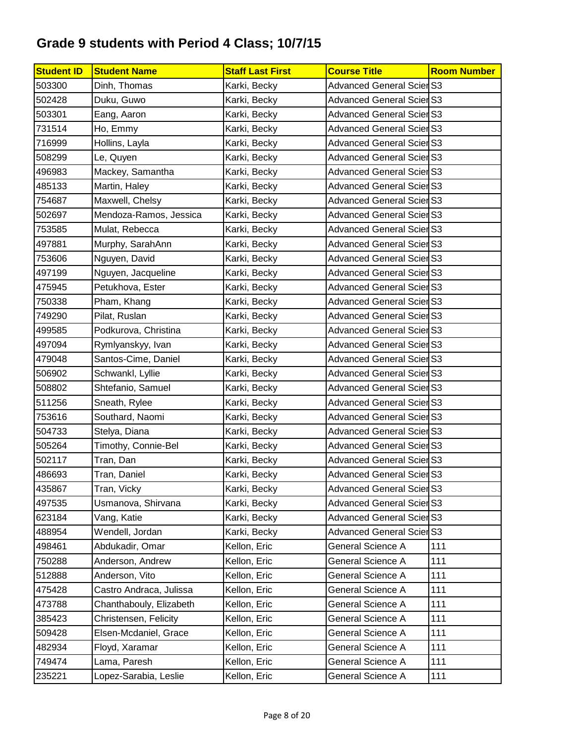# Grade 9 students with Period 4 Class; 10/7/15

| Student ID | Student Name | Staff Last First | Course Title | Room Number |
|---|---|---|---|---|
| 503300 | Dinh, Thomas | Karki, Becky | Advanced General Scier | S3 |
| 502428 | Duku, Guwo | Karki, Becky | Advanced General Scier | S3 |
| 503301 | Eang, Aaron | Karki, Becky | Advanced General Scier | S3 |
| 731514 | Ho, Emmy | Karki, Becky | Advanced General Scier | S3 |
| 716999 | Hollins, Layla | Karki, Becky | Advanced General Scier | S3 |
| 508299 | Le, Quyen | Karki, Becky | Advanced General Scier | S3 |
| 496983 | Mackey, Samantha | Karki, Becky | Advanced General Scier | S3 |
| 485133 | Martin, Haley | Karki, Becky | Advanced General Scier | S3 |
| 754687 | Maxwell, Chelsy | Karki, Becky | Advanced General Scier | S3 |
| 502697 | Mendoza-Ramos, Jessica | Karki, Becky | Advanced General Scier | S3 |
| 753585 | Mulat, Rebecca | Karki, Becky | Advanced General Scier | S3 |
| 497881 | Murphy, SarahAnn | Karki, Becky | Advanced General Scier | S3 |
| 753606 | Nguyen, David | Karki, Becky | Advanced General Scier | S3 |
| 497199 | Nguyen, Jacqueline | Karki, Becky | Advanced General Scier | S3 |
| 475945 | Petukhova, Ester | Karki, Becky | Advanced General Scier | S3 |
| 750338 | Pham, Khang | Karki, Becky | Advanced General Scier | S3 |
| 749290 | Pilat, Ruslan | Karki, Becky | Advanced General Scier | S3 |
| 499585 | Podkurova, Christina | Karki, Becky | Advanced General Scier | S3 |
| 497094 | Rymlyanskyy, Ivan | Karki, Becky | Advanced General Scier | S3 |
| 479048 | Santos-Cime, Daniel | Karki, Becky | Advanced General Scier | S3 |
| 506902 | Schwankl, Lyllie | Karki, Becky | Advanced General Scier | S3 |
| 508802 | Shtefanio, Samuel | Karki, Becky | Advanced General Scier | S3 |
| 511256 | Sneath, Rylee | Karki, Becky | Advanced General Scier | S3 |
| 753616 | Southard, Naomi | Karki, Becky | Advanced General Scier | S3 |
| 504733 | Stelya, Diana | Karki, Becky | Advanced General Scier | S3 |
| 505264 | Timothy, Connie-Bel | Karki, Becky | Advanced General Scier | S3 |
| 502117 | Tran, Dan | Karki, Becky | Advanced General Scier | S3 |
| 486693 | Tran, Daniel | Karki, Becky | Advanced General Scier | S3 |
| 435867 | Tran, Vicky | Karki, Becky | Advanced General Scier | S3 |
| 497535 | Usmanova, Shirvana | Karki, Becky | Advanced General Scier | S3 |
| 623184 | Vang, Katie | Karki, Becky | Advanced General Scier | S3 |
| 488954 | Wendell, Jordan | Karki, Becky | Advanced General Scier | S3 |
| 498461 | Abdukadir, Omar | Kellon, Eric | General Science A | 111 |
| 750288 | Anderson, Andrew | Kellon, Eric | General Science A | 111 |
| 512888 | Anderson, Vito | Kellon, Eric | General Science A | 111 |
| 475428 | Castro Andraca, Julissa | Kellon, Eric | General Science A | 111 |
| 473788 | Chanthabouly, Elizabeth | Kellon, Eric | General Science A | 111 |
| 385423 | Christensen, Felicity | Kellon, Eric | General Science A | 111 |
| 509428 | Elsen-Mcdaniel, Grace | Kellon, Eric | General Science A | 111 |
| 482934 | Floyd, Xaramar | Kellon, Eric | General Science A | 111 |
| 749474 | Lama, Paresh | Kellon, Eric | General Science A | 111 |
| 235221 | Lopez-Sarabia, Leslie | Kellon, Eric | General Science A | 111 |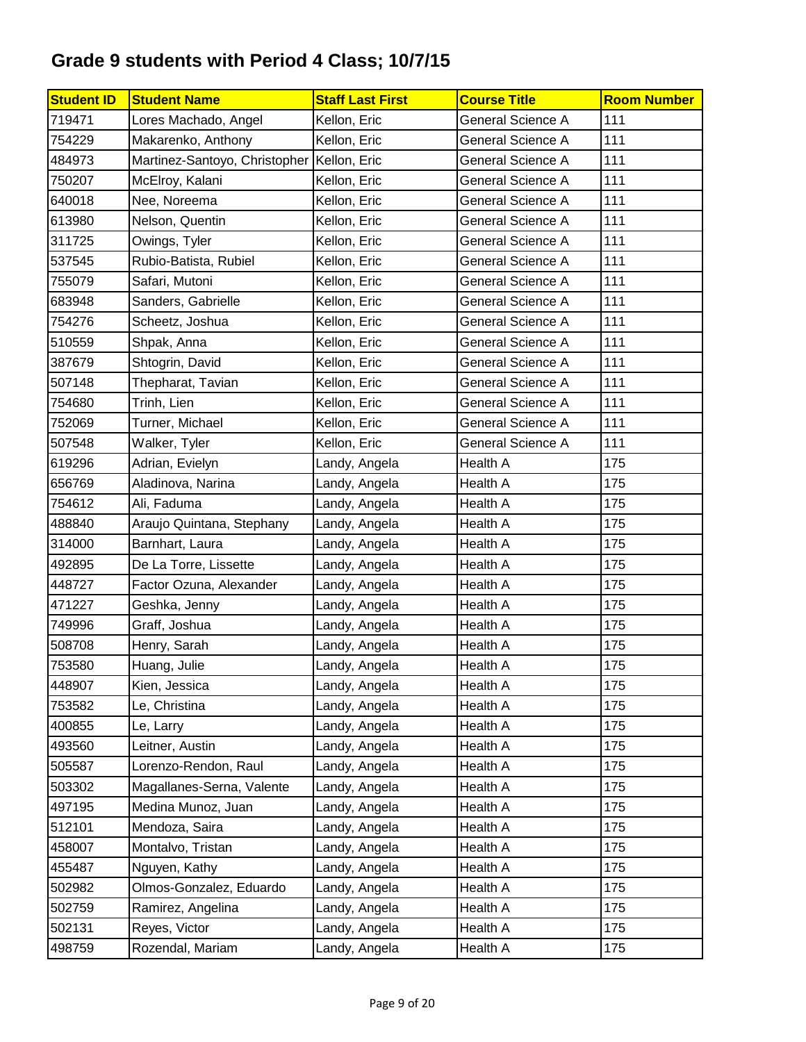# Grade 9 students with Period 4 Class; 10/7/15

| Student ID | Student Name | Staff Last First | Course Title | Room Number |
|---|---|---|---|---|
| 719471 | Lores Machado, Angel | Kellon, Eric | General Science A | 111 |
| 754229 | Makarenko, Anthony | Kellon, Eric | General Science A | 111 |
| 484973 | Martinez-Santoyo, Christopher | Kellon, Eric | General Science A | 111 |
| 750207 | McElroy, Kalani | Kellon, Eric | General Science A | 111 |
| 640018 | Nee, Noreema | Kellon, Eric | General Science A | 111 |
| 613980 | Nelson, Quentin | Kellon, Eric | General Science A | 111 |
| 311725 | Owings, Tyler | Kellon, Eric | General Science A | 111 |
| 537545 | Rubio-Batista, Rubiel | Kellon, Eric | General Science A | 111 |
| 755079 | Safari, Mutoni | Kellon, Eric | General Science A | 111 |
| 683948 | Sanders, Gabrielle | Kellon, Eric | General Science A | 111 |
| 754276 | Scheetz, Joshua | Kellon, Eric | General Science A | 111 |
| 510559 | Shpak, Anna | Kellon, Eric | General Science A | 111 |
| 387679 | Shtogrin, David | Kellon, Eric | General Science A | 111 |
| 507148 | Thepharat, Tavian | Kellon, Eric | General Science A | 111 |
| 754680 | Trinh, Lien | Kellon, Eric | General Science A | 111 |
| 752069 | Turner, Michael | Kellon, Eric | General Science A | 111 |
| 507548 | Walker, Tyler | Kellon, Eric | General Science A | 111 |
| 619296 | Adrian, Evielyn | Landy, Angela | Health A | 175 |
| 656769 | Aladinova, Narina | Landy, Angela | Health A | 175 |
| 754612 | Ali, Faduma | Landy, Angela | Health A | 175 |
| 488840 | Araujo Quintana, Stephany | Landy, Angela | Health A | 175 |
| 314000 | Barnhart, Laura | Landy, Angela | Health A | 175 |
| 492895 | De La Torre, Lissette | Landy, Angela | Health A | 175 |
| 448727 | Factor Ozuna, Alexander | Landy, Angela | Health A | 175 |
| 471227 | Geshka, Jenny | Landy, Angela | Health A | 175 |
| 749996 | Graff, Joshua | Landy, Angela | Health A | 175 |
| 508708 | Henry, Sarah | Landy, Angela | Health A | 175 |
| 753580 | Huang, Julie | Landy, Angela | Health A | 175 |
| 448907 | Kien, Jessica | Landy, Angela | Health A | 175 |
| 753582 | Le, Christina | Landy, Angela | Health A | 175 |
| 400855 | Le, Larry | Landy, Angela | Health A | 175 |
| 493560 | Leitner, Austin | Landy, Angela | Health A | 175 |
| 505587 | Lorenzo-Rendon, Raul | Landy, Angela | Health A | 175 |
| 503302 | Magallanes-Serna, Valente | Landy, Angela | Health A | 175 |
| 497195 | Medina Munoz, Juan | Landy, Angela | Health A | 175 |
| 512101 | Mendoza, Saira | Landy, Angela | Health A | 175 |
| 458007 | Montalvo, Tristan | Landy, Angela | Health A | 175 |
| 455487 | Nguyen, Kathy | Landy, Angela | Health A | 175 |
| 502982 | Olmos-Gonzalez, Eduardo | Landy, Angela | Health A | 175 |
| 502759 | Ramirez, Angelina | Landy, Angela | Health A | 175 |
| 502131 | Reyes, Victor | Landy, Angela | Health A | 175 |
| 498759 | Rozendal, Mariam | Landy, Angela | Health A | 175 |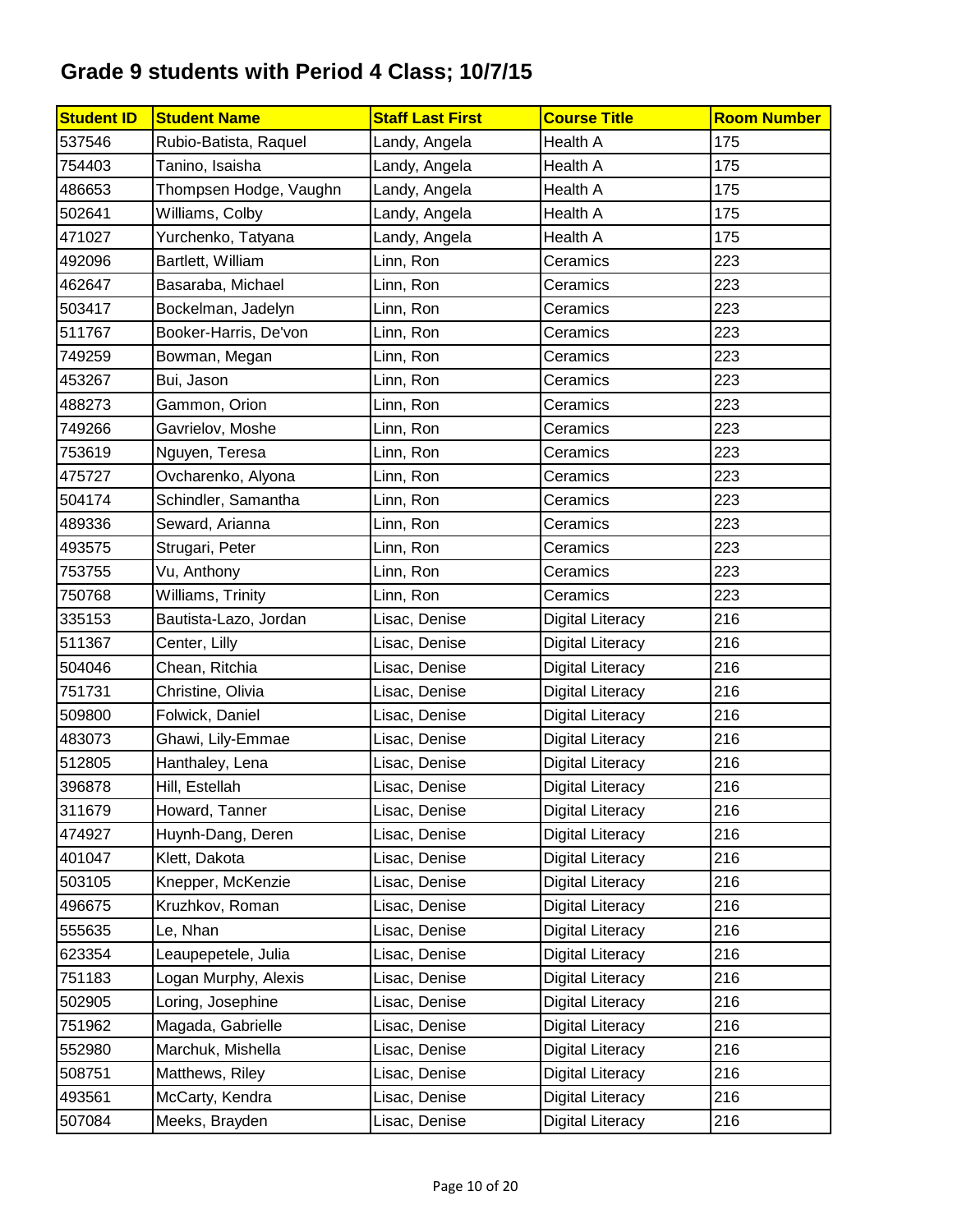## Grade 9 students with Period 4 Class; 10/7/15

| Student ID | Student Name | Staff Last First | Course Title | Room Number |
|---|---|---|---|---|
| 537546 | Rubio-Batista, Raquel | Landy, Angela | Health A | 175 |
| 754403 | Tanino, Isaisha | Landy, Angela | Health A | 175 |
| 486653 | Thompsen Hodge, Vaughn | Landy, Angela | Health A | 175 |
| 502641 | Williams, Colby | Landy, Angela | Health A | 175 |
| 471027 | Yurchenko, Tatyana | Landy, Angela | Health A | 175 |
| 492096 | Bartlett, William | Linn, Ron | Ceramics | 223 |
| 462647 | Basaraba, Michael | Linn, Ron | Ceramics | 223 |
| 503417 | Bockelman, Jadelyn | Linn, Ron | Ceramics | 223 |
| 511767 | Booker-Harris, De'von | Linn, Ron | Ceramics | 223 |
| 749259 | Bowman, Megan | Linn, Ron | Ceramics | 223 |
| 453267 | Bui, Jason | Linn, Ron | Ceramics | 223 |
| 488273 | Gammon, Orion | Linn, Ron | Ceramics | 223 |
| 749266 | Gavrielov, Moshe | Linn, Ron | Ceramics | 223 |
| 753619 | Nguyen, Teresa | Linn, Ron | Ceramics | 223 |
| 475727 | Ovcharenko, Alyona | Linn, Ron | Ceramics | 223 |
| 504174 | Schindler, Samantha | Linn, Ron | Ceramics | 223 |
| 489336 | Seward, Arianna | Linn, Ron | Ceramics | 223 |
| 493575 | Strugari, Peter | Linn, Ron | Ceramics | 223 |
| 753755 | Vu, Anthony | Linn, Ron | Ceramics | 223 |
| 750768 | Williams, Trinity | Linn, Ron | Ceramics | 223 |
| 335153 | Bautista-Lazo, Jordan | Lisac, Denise | Digital Literacy | 216 |
| 511367 | Center, Lilly | Lisac, Denise | Digital Literacy | 216 |
| 504046 | Chean, Ritchia | Lisac, Denise | Digital Literacy | 216 |
| 751731 | Christine, Olivia | Lisac, Denise | Digital Literacy | 216 |
| 509800 | Folwick, Daniel | Lisac, Denise | Digital Literacy | 216 |
| 483073 | Ghawi, Lily-Emmae | Lisac, Denise | Digital Literacy | 216 |
| 512805 | Hanthaley, Lena | Lisac, Denise | Digital Literacy | 216 |
| 396878 | Hill, Estellah | Lisac, Denise | Digital Literacy | 216 |
| 311679 | Howard, Tanner | Lisac, Denise | Digital Literacy | 216 |
| 474927 | Huynh-Dang, Deren | Lisac, Denise | Digital Literacy | 216 |
| 401047 | Klett, Dakota | Lisac, Denise | Digital Literacy | 216 |
| 503105 | Knepper, McKenzie | Lisac, Denise | Digital Literacy | 216 |
| 496675 | Kruzhkov, Roman | Lisac, Denise | Digital Literacy | 216 |
| 555635 | Le, Nhan | Lisac, Denise | Digital Literacy | 216 |
| 623354 | Leaupepetele, Julia | Lisac, Denise | Digital Literacy | 216 |
| 751183 | Logan Murphy, Alexis | Lisac, Denise | Digital Literacy | 216 |
| 502905 | Loring, Josephine | Lisac, Denise | Digital Literacy | 216 |
| 751962 | Magada, Gabrielle | Lisac, Denise | Digital Literacy | 216 |
| 552980 | Marchuk, Mishella | Lisac, Denise | Digital Literacy | 216 |
| 508751 | Matthews, Riley | Lisac, Denise | Digital Literacy | 216 |
| 493561 | McCarty, Kendra | Lisac, Denise | Digital Literacy | 216 |
| 507084 | Meeks, Brayden | Lisac, Denise | Digital Literacy | 216 |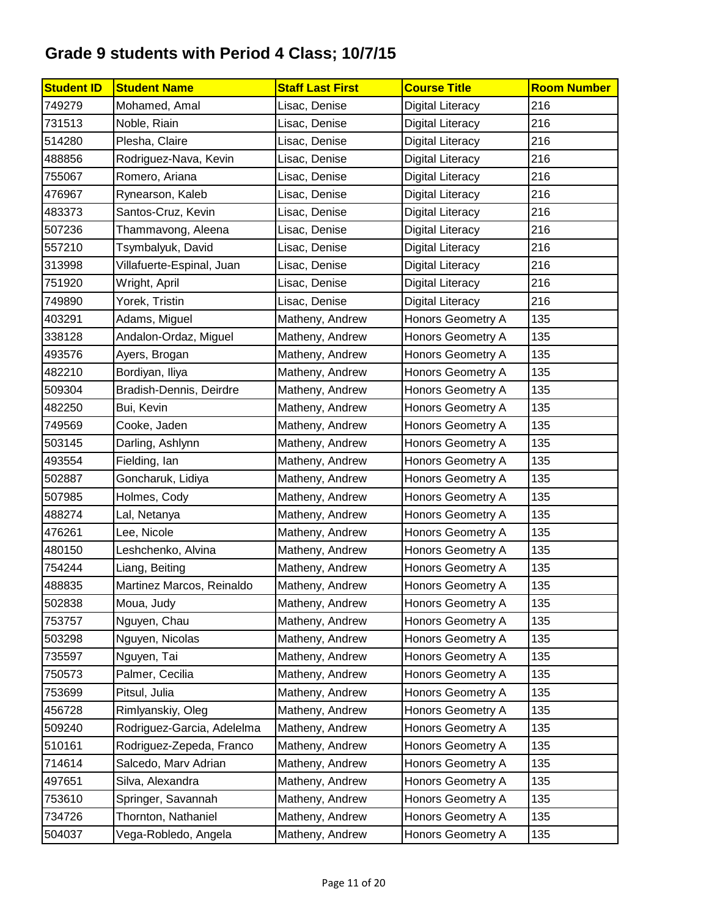## Grade 9 students with Period 4 Class; 10/7/15

| Student ID | Student Name | Staff Last First | Course Title | Room Number |
|---|---|---|---|---|
| 749279 | Mohamed, Amal | Lisac, Denise | Digital Literacy | 216 |
| 731513 | Noble, Riain | Lisac, Denise | Digital Literacy | 216 |
| 514280 | Plesha, Claire | Lisac, Denise | Digital Literacy | 216 |
| 488856 | Rodriguez-Nava, Kevin | Lisac, Denise | Digital Literacy | 216 |
| 755067 | Romero, Ariana | Lisac, Denise | Digital Literacy | 216 |
| 476967 | Rynearson, Kaleb | Lisac, Denise | Digital Literacy | 216 |
| 483373 | Santos-Cruz, Kevin | Lisac, Denise | Digital Literacy | 216 |
| 507236 | Thammavong, Aleena | Lisac, Denise | Digital Literacy | 216 |
| 557210 | Tsymbalyuk, David | Lisac, Denise | Digital Literacy | 216 |
| 313998 | Villafuerte-Espinal, Juan | Lisac, Denise | Digital Literacy | 216 |
| 751920 | Wright, April | Lisac, Denise | Digital Literacy | 216 |
| 749890 | Yorek, Tristin | Lisac, Denise | Digital Literacy | 216 |
| 403291 | Adams, Miguel | Matheny, Andrew | Honors Geometry A | 135 |
| 338128 | Andalon-Ordaz, Miguel | Matheny, Andrew | Honors Geometry A | 135 |
| 493576 | Ayers, Brogan | Matheny, Andrew | Honors Geometry A | 135 |
| 482210 | Bordiyan, Iliya | Matheny, Andrew | Honors Geometry A | 135 |
| 509304 | Bradish-Dennis, Deirdre | Matheny, Andrew | Honors Geometry A | 135 |
| 482250 | Bui, Kevin | Matheny, Andrew | Honors Geometry A | 135 |
| 749569 | Cooke, Jaden | Matheny, Andrew | Honors Geometry A | 135 |
| 503145 | Darling, Ashlynn | Matheny, Andrew | Honors Geometry A | 135 |
| 493554 | Fielding, Ian | Matheny, Andrew | Honors Geometry A | 135 |
| 502887 | Goncharuk, Lidiya | Matheny, Andrew | Honors Geometry A | 135 |
| 507985 | Holmes, Cody | Matheny, Andrew | Honors Geometry A | 135 |
| 488274 | Lal, Netanya | Matheny, Andrew | Honors Geometry A | 135 |
| 476261 | Lee, Nicole | Matheny, Andrew | Honors Geometry A | 135 |
| 480150 | Leshchenko, Alvina | Matheny, Andrew | Honors Geometry A | 135 |
| 754244 | Liang, Beiting | Matheny, Andrew | Honors Geometry A | 135 |
| 488835 | Martinez Marcos, Reinaldo | Matheny, Andrew | Honors Geometry A | 135 |
| 502838 | Moua, Judy | Matheny, Andrew | Honors Geometry A | 135 |
| 753757 | Nguyen, Chau | Matheny, Andrew | Honors Geometry A | 135 |
| 503298 | Nguyen, Nicolas | Matheny, Andrew | Honors Geometry A | 135 |
| 735597 | Nguyen, Tai | Matheny, Andrew | Honors Geometry A | 135 |
| 750573 | Palmer, Cecilia | Matheny, Andrew | Honors Geometry A | 135 |
| 753699 | Pitsul, Julia | Matheny, Andrew | Honors Geometry A | 135 |
| 456728 | Rimlyanskiy, Oleg | Matheny, Andrew | Honors Geometry A | 135 |
| 509240 | Rodriguez-Garcia, Adelelma | Matheny, Andrew | Honors Geometry A | 135 |
| 510161 | Rodriguez-Zepeda, Franco | Matheny, Andrew | Honors Geometry A | 135 |
| 714614 | Salcedo, Marv Adrian | Matheny, Andrew | Honors Geometry A | 135 |
| 497651 | Silva, Alexandra | Matheny, Andrew | Honors Geometry A | 135 |
| 753610 | Springer, Savannah | Matheny, Andrew | Honors Geometry A | 135 |
| 734726 | Thornton, Nathaniel | Matheny, Andrew | Honors Geometry A | 135 |
| 504037 | Vega-Robledo, Angela | Matheny, Andrew | Honors Geometry A | 135 |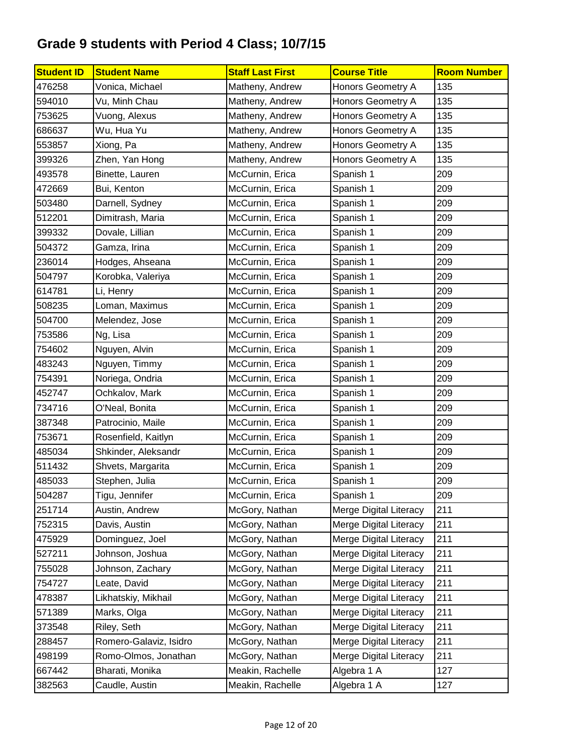# Grade 9 students with Period 4 Class; 10/7/15

| Student ID | Student Name | Staff Last First | Course Title | Room Number |
|---|---|---|---|---|
| 476258 | Vonica, Michael | Matheny, Andrew | Honors Geometry A | 135 |
| 594010 | Vu, Minh Chau | Matheny, Andrew | Honors Geometry A | 135 |
| 753625 | Vuong, Alexus | Matheny, Andrew | Honors Geometry A | 135 |
| 686637 | Wu, Hua Yu | Matheny, Andrew | Honors Geometry A | 135 |
| 553857 | Xiong, Pa | Matheny, Andrew | Honors Geometry A | 135 |
| 399326 | Zhen, Yan Hong | Matheny, Andrew | Honors Geometry A | 135 |
| 493578 | Binette, Lauren | McCurnin, Erica | Spanish 1 | 209 |
| 472669 | Bui, Kenton | McCurnin, Erica | Spanish 1 | 209 |
| 503480 | Darnell, Sydney | McCurnin, Erica | Spanish 1 | 209 |
| 512201 | Dimitrash, Maria | McCurnin, Erica | Spanish 1 | 209 |
| 399332 | Dovale, Lillian | McCurnin, Erica | Spanish 1 | 209 |
| 504372 | Gamza, Irina | McCurnin, Erica | Spanish 1 | 209 |
| 236014 | Hodges, Ahseana | McCurnin, Erica | Spanish 1 | 209 |
| 504797 | Korobka, Valeriya | McCurnin, Erica | Spanish 1 | 209 |
| 614781 | Li, Henry | McCurnin, Erica | Spanish 1 | 209 |
| 508235 | Loman, Maximus | McCurnin, Erica | Spanish 1 | 209 |
| 504700 | Melendez, Jose | McCurnin, Erica | Spanish 1 | 209 |
| 753586 | Ng, Lisa | McCurnin, Erica | Spanish 1 | 209 |
| 754602 | Nguyen, Alvin | McCurnin, Erica | Spanish 1 | 209 |
| 483243 | Nguyen, Timmy | McCurnin, Erica | Spanish 1 | 209 |
| 754391 | Noriega, Ondria | McCurnin, Erica | Spanish 1 | 209 |
| 452747 | Ochkalov, Mark | McCurnin, Erica | Spanish 1 | 209 |
| 734716 | O'Neal, Bonita | McCurnin, Erica | Spanish 1 | 209 |
| 387348 | Patrocinio, Maile | McCurnin, Erica | Spanish 1 | 209 |
| 753671 | Rosenfield, Kaitlyn | McCurnin, Erica | Spanish 1 | 209 |
| 485034 | Shkinder, Aleksandr | McCurnin, Erica | Spanish 1 | 209 |
| 511432 | Shvets, Margarita | McCurnin, Erica | Spanish 1 | 209 |
| 485033 | Stephen, Julia | McCurnin, Erica | Spanish 1 | 209 |
| 504287 | Tigu, Jennifer | McCurnin, Erica | Spanish 1 | 209 |
| 251714 | Austin, Andrew | McGory, Nathan | Merge Digital Literacy | 211 |
| 752315 | Davis, Austin | McGory, Nathan | Merge Digital Literacy | 211 |
| 475929 | Dominguez, Joel | McGory, Nathan | Merge Digital Literacy | 211 |
| 527211 | Johnson, Joshua | McGory, Nathan | Merge Digital Literacy | 211 |
| 755028 | Johnson, Zachary | McGory, Nathan | Merge Digital Literacy | 211 |
| 754727 | Leate, David | McGory, Nathan | Merge Digital Literacy | 211 |
| 478387 | Likhatskiy, Mikhail | McGory, Nathan | Merge Digital Literacy | 211 |
| 571389 | Marks, Olga | McGory, Nathan | Merge Digital Literacy | 211 |
| 373548 | Riley, Seth | McGory, Nathan | Merge Digital Literacy | 211 |
| 288457 | Romero-Galaviz, Isidro | McGory, Nathan | Merge Digital Literacy | 211 |
| 498199 | Romo-Olmos, Jonathan | McGory, Nathan | Merge Digital Literacy | 211 |
| 667442 | Bharati, Monika | Meakin, Rachelle | Algebra 1 A | 127 |
| 382563 | Caudle, Austin | Meakin, Rachelle | Algebra 1 A | 127 |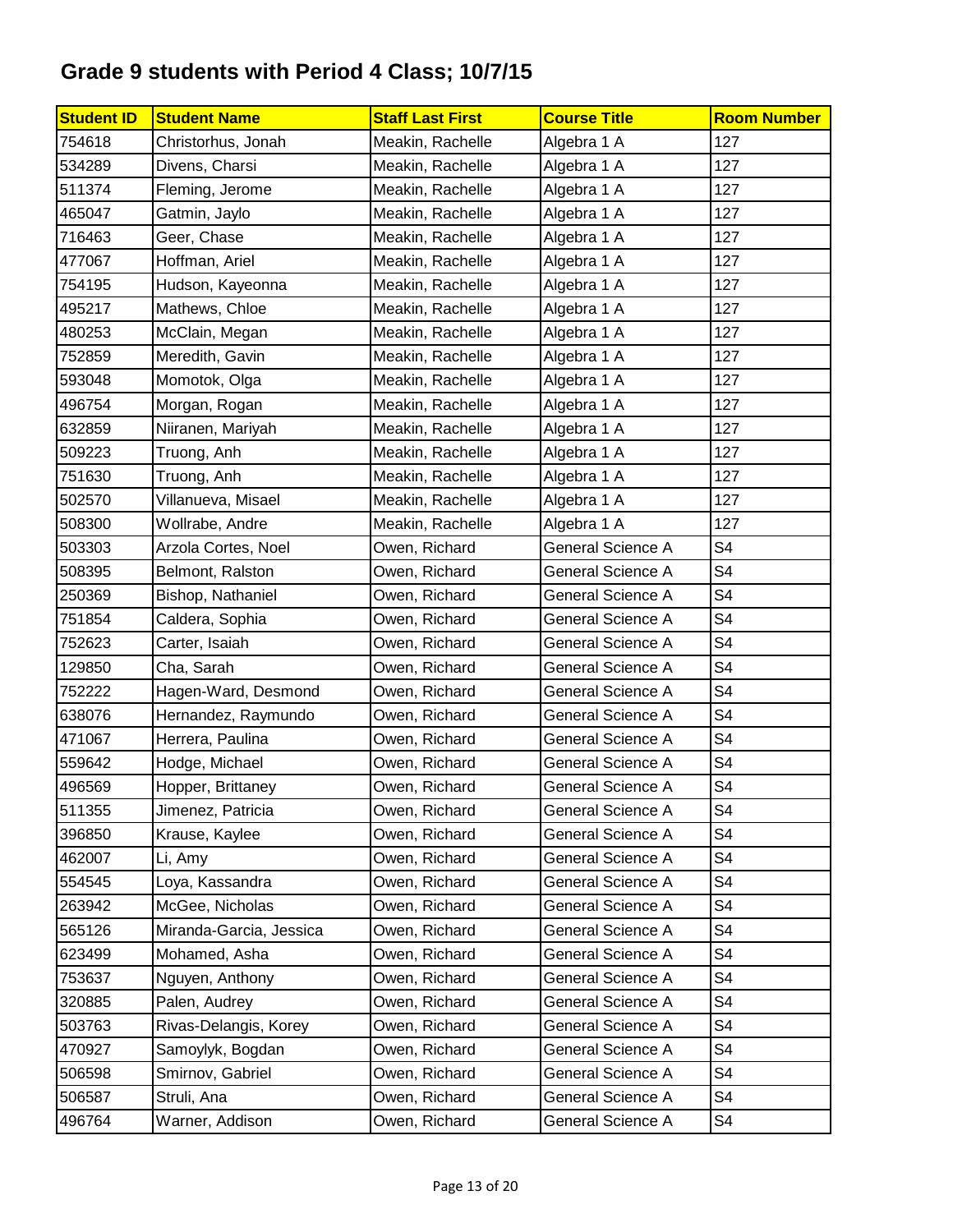# Grade 9 students with Period 4 Class; 10/7/15

| Student ID | Student Name | Staff Last First | Course Title | Room Number |
|---|---|---|---|---|
| 754618 | Christorhus, Jonah | Meakin, Rachelle | Algebra 1 A | 127 |
| 534289 | Divens, Charsi | Meakin, Rachelle | Algebra 1 A | 127 |
| 511374 | Fleming, Jerome | Meakin, Rachelle | Algebra 1 A | 127 |
| 465047 | Gatmin, Jaylo | Meakin, Rachelle | Algebra 1 A | 127 |
| 716463 | Geer, Chase | Meakin, Rachelle | Algebra 1 A | 127 |
| 477067 | Hoffman, Ariel | Meakin, Rachelle | Algebra 1 A | 127 |
| 754195 | Hudson, Kayeonna | Meakin, Rachelle | Algebra 1 A | 127 |
| 495217 | Mathews, Chloe | Meakin, Rachelle | Algebra 1 A | 127 |
| 480253 | McClain, Megan | Meakin, Rachelle | Algebra 1 A | 127 |
| 752859 | Meredith, Gavin | Meakin, Rachelle | Algebra 1 A | 127 |
| 593048 | Momotok, Olga | Meakin, Rachelle | Algebra 1 A | 127 |
| 496754 | Morgan, Rogan | Meakin, Rachelle | Algebra 1 A | 127 |
| 632859 | Niiranen, Mariyah | Meakin, Rachelle | Algebra 1 A | 127 |
| 509223 | Truong, Anh | Meakin, Rachelle | Algebra 1 A | 127 |
| 751630 | Truong, Anh | Meakin, Rachelle | Algebra 1 A | 127 |
| 502570 | Villanueva, Misael | Meakin, Rachelle | Algebra 1 A | 127 |
| 508300 | Wollrabe, Andre | Meakin, Rachelle | Algebra 1 A | 127 |
| 503303 | Arzola Cortes, Noel | Owen, Richard | General Science A | S4 |
| 508395 | Belmont, Ralston | Owen, Richard | General Science A | S4 |
| 250369 | Bishop, Nathaniel | Owen, Richard | General Science A | S4 |
| 751854 | Caldera, Sophia | Owen, Richard | General Science A | S4 |
| 752623 | Carter, Isaiah | Owen, Richard | General Science A | S4 |
| 129850 | Cha, Sarah | Owen, Richard | General Science A | S4 |
| 752222 | Hagen-Ward, Desmond | Owen, Richard | General Science A | S4 |
| 638076 | Hernandez, Raymundo | Owen, Richard | General Science A | S4 |
| 471067 | Herrera, Paulina | Owen, Richard | General Science A | S4 |
| 559642 | Hodge, Michael | Owen, Richard | General Science A | S4 |
| 496569 | Hopper, Brittaney | Owen, Richard | General Science A | S4 |
| 511355 | Jimenez, Patricia | Owen, Richard | General Science A | S4 |
| 396850 | Krause, Kaylee | Owen, Richard | General Science A | S4 |
| 462007 | Li, Amy | Owen, Richard | General Science A | S4 |
| 554545 | Loya, Kassandra | Owen, Richard | General Science A | S4 |
| 263942 | McGee, Nicholas | Owen, Richard | General Science A | S4 |
| 565126 | Miranda-Garcia, Jessica | Owen, Richard | General Science A | S4 |
| 623499 | Mohamed, Asha | Owen, Richard | General Science A | S4 |
| 753637 | Nguyen, Anthony | Owen, Richard | General Science A | S4 |
| 320885 | Palen, Audrey | Owen, Richard | General Science A | S4 |
| 503763 | Rivas-Delangis, Korey | Owen, Richard | General Science A | S4 |
| 470927 | Samoylyk, Bogdan | Owen, Richard | General Science A | S4 |
| 506598 | Smirnov, Gabriel | Owen, Richard | General Science A | S4 |
| 506587 | Struli, Ana | Owen, Richard | General Science A | S4 |
| 496764 | Warner, Addison | Owen, Richard | General Science A | S4 |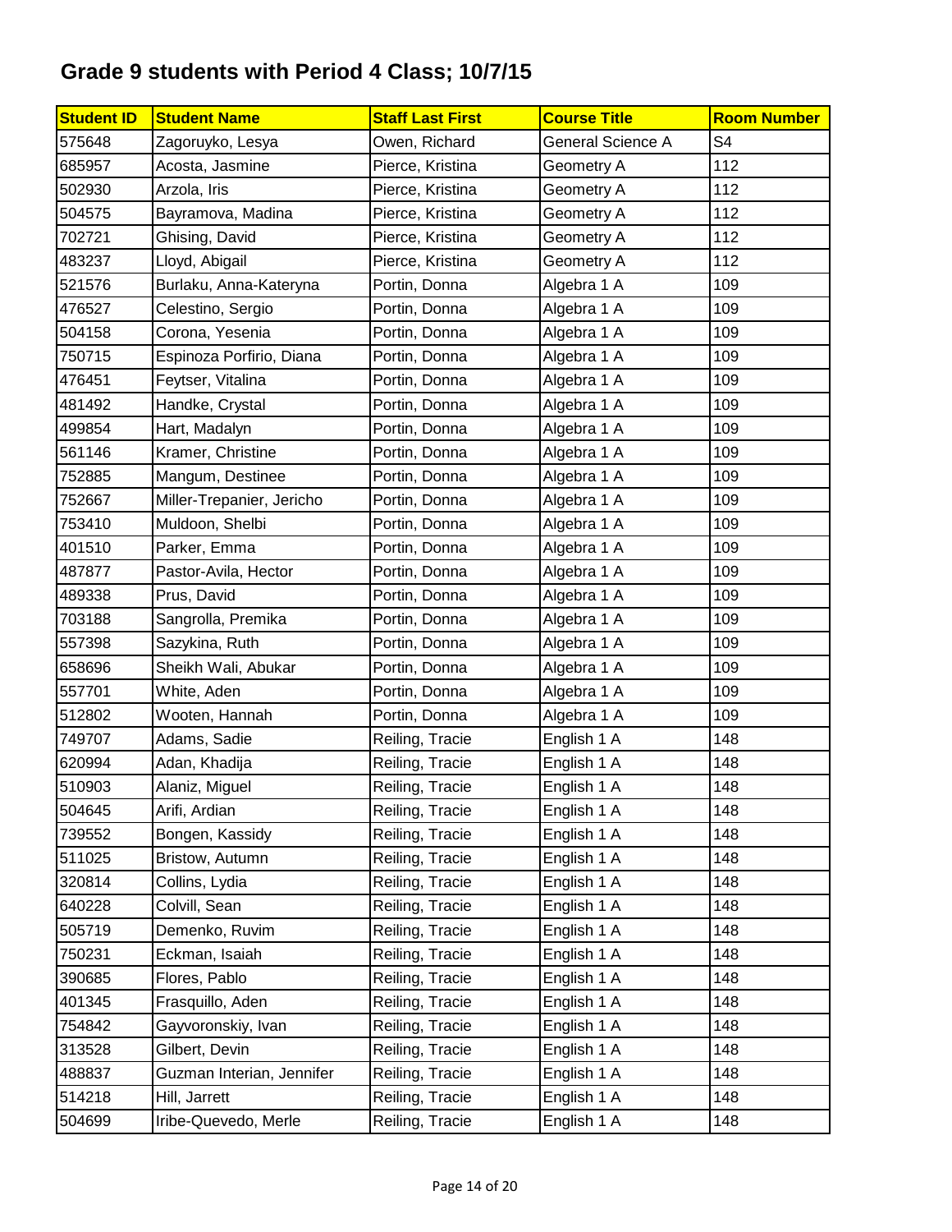# Grade 9 students with Period 4 Class; 10/7/15

| Student ID | Student Name | Staff Last First | Course Title | Room Number |
|---|---|---|---|---|
| 575648 | Zagoruyko, Lesya | Owen, Richard | General Science A | S4 |
| 685957 | Acosta, Jasmine | Pierce, Kristina | Geometry A | 112 |
| 502930 | Arzola, Iris | Pierce, Kristina | Geometry A | 112 |
| 504575 | Bayramova, Madina | Pierce, Kristina | Geometry A | 112 |
| 702721 | Ghising, David | Pierce, Kristina | Geometry A | 112 |
| 483237 | Lloyd, Abigail | Pierce, Kristina | Geometry A | 112 |
| 521576 | Burlaku, Anna-Kateryna | Portin, Donna | Algebra 1 A | 109 |
| 476527 | Celestino, Sergio | Portin, Donna | Algebra 1 A | 109 |
| 504158 | Corona, Yesenia | Portin, Donna | Algebra 1 A | 109 |
| 750715 | Espinoza Porfirio, Diana | Portin, Donna | Algebra 1 A | 109 |
| 476451 | Feytser, Vitalina | Portin, Donna | Algebra 1 A | 109 |
| 481492 | Handke, Crystal | Portin, Donna | Algebra 1 A | 109 |
| 499854 | Hart, Madalyn | Portin, Donna | Algebra 1 A | 109 |
| 561146 | Kramer, Christine | Portin, Donna | Algebra 1 A | 109 |
| 752885 | Mangum, Destinee | Portin, Donna | Algebra 1 A | 109 |
| 752667 | Miller-Trepanier, Jericho | Portin, Donna | Algebra 1 A | 109 |
| 753410 | Muldoon, Shelbi | Portin, Donna | Algebra 1 A | 109 |
| 401510 | Parker, Emma | Portin, Donna | Algebra 1 A | 109 |
| 487877 | Pastor-Avila, Hector | Portin, Donna | Algebra 1 A | 109 |
| 489338 | Prus, David | Portin, Donna | Algebra 1 A | 109 |
| 703188 | Sangrolla, Premika | Portin, Donna | Algebra 1 A | 109 |
| 557398 | Sazykina, Ruth | Portin, Donna | Algebra 1 A | 109 |
| 658696 | Sheikh Wali, Abukar | Portin, Donna | Algebra 1 A | 109 |
| 557701 | White, Aden | Portin, Donna | Algebra 1 A | 109 |
| 512802 | Wooten, Hannah | Portin, Donna | Algebra 1 A | 109 |
| 749707 | Adams, Sadie | Reiling, Tracie | English 1 A | 148 |
| 620994 | Adan, Khadija | Reiling, Tracie | English 1 A | 148 |
| 510903 | Alaniz, Miguel | Reiling, Tracie | English 1 A | 148 |
| 504645 | Arifi, Ardian | Reiling, Tracie | English 1 A | 148 |
| 739552 | Bongen, Kassidy | Reiling, Tracie | English 1 A | 148 |
| 511025 | Bristow, Autumn | Reiling, Tracie | English 1 A | 148 |
| 320814 | Collins, Lydia | Reiling, Tracie | English 1 A | 148 |
| 640228 | Colvill, Sean | Reiling, Tracie | English 1 A | 148 |
| 505719 | Demenko, Ruvim | Reiling, Tracie | English 1 A | 148 |
| 750231 | Eckman, Isaiah | Reiling, Tracie | English 1 A | 148 |
| 390685 | Flores, Pablo | Reiling, Tracie | English 1 A | 148 |
| 401345 | Frasquillo, Aden | Reiling, Tracie | English 1 A | 148 |
| 754842 | Gayvoronskiy, Ivan | Reiling, Tracie | English 1 A | 148 |
| 313528 | Gilbert, Devin | Reiling, Tracie | English 1 A | 148 |
| 488837 | Guzman Interian, Jennifer | Reiling, Tracie | English 1 A | 148 |
| 514218 | Hill, Jarrett | Reiling, Tracie | English 1 A | 148 |
| 504699 | Iribe-Quevedo, Merle | Reiling, Tracie | English 1 A | 148 |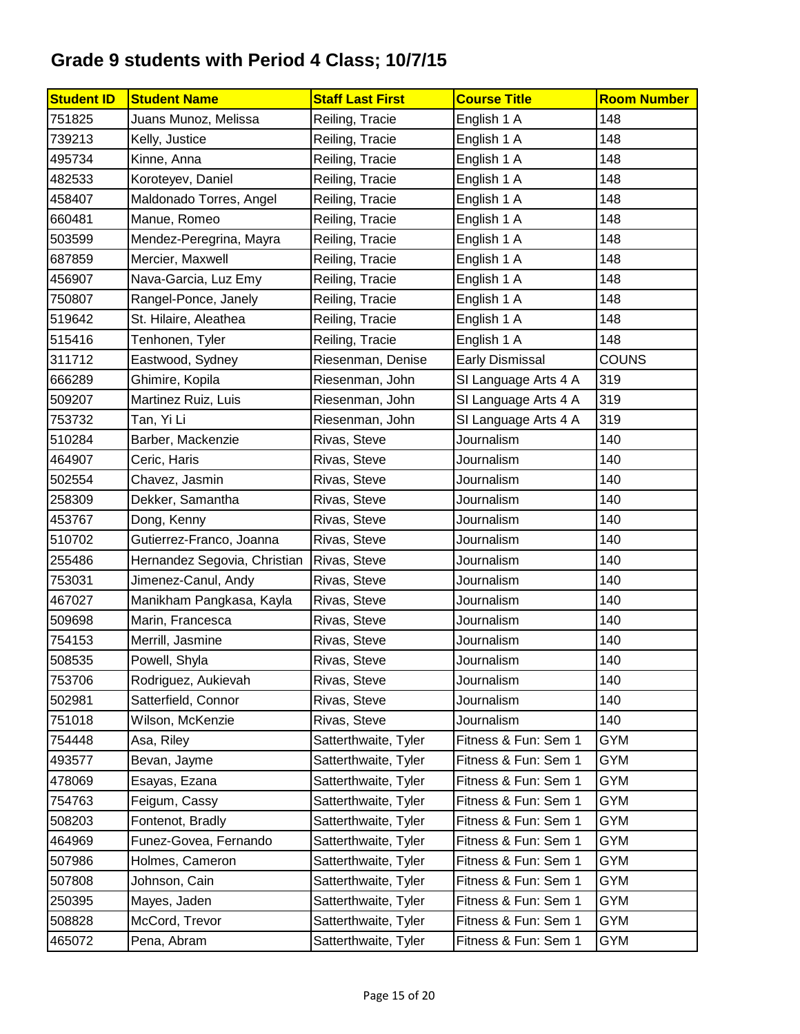# Grade 9 students with Period 4 Class; 10/7/15

| Student ID | Student Name | Staff Last First | Course Title | Room Number |
|---|---|---|---|---|
| 751825 | Juans Munoz, Melissa | Reiling, Tracie | English 1 A | 148 |
| 739213 | Kelly, Justice | Reiling, Tracie | English 1 A | 148 |
| 495734 | Kinne, Anna | Reiling, Tracie | English 1 A | 148 |
| 482533 | Koroteyev, Daniel | Reiling, Tracie | English 1 A | 148 |
| 458407 | Maldonado Torres, Angel | Reiling, Tracie | English 1 A | 148 |
| 660481 | Manue, Romeo | Reiling, Tracie | English 1 A | 148 |
| 503599 | Mendez-Peregrina, Mayra | Reiling, Tracie | English 1 A | 148 |
| 687859 | Mercier, Maxwell | Reiling, Tracie | English 1 A | 148 |
| 456907 | Nava-Garcia, Luz Emy | Reiling, Tracie | English 1 A | 148 |
| 750807 | Rangel-Ponce, Janely | Reiling, Tracie | English 1 A | 148 |
| 519642 | St. Hilaire, Aleathea | Reiling, Tracie | English 1 A | 148 |
| 515416 | Tenhonen, Tyler | Reiling, Tracie | English 1 A | 148 |
| 311712 | Eastwood, Sydney | Riesenman, Denise | Early Dismissal | COUNS |
| 666289 | Ghimire, Kopila | Riesenman, John | SI Language Arts 4 A | 319 |
| 509207 | Martinez Ruiz, Luis | Riesenman, John | SI Language Arts 4 A | 319 |
| 753732 | Tan, Yi Li | Riesenman, John | SI Language Arts 4 A | 319 |
| 510284 | Barber, Mackenzie | Rivas, Steve | Journalism | 140 |
| 464907 | Ceric, Haris | Rivas, Steve | Journalism | 140 |
| 502554 | Chavez, Jasmin | Rivas, Steve | Journalism | 140 |
| 258309 | Dekker, Samantha | Rivas, Steve | Journalism | 140 |
| 453767 | Dong, Kenny | Rivas, Steve | Journalism | 140 |
| 510702 | Gutierrez-Franco, Joanna | Rivas, Steve | Journalism | 140 |
| 255486 | Hernandez Segovia, Christian | Rivas, Steve | Journalism | 140 |
| 753031 | Jimenez-Canul, Andy | Rivas, Steve | Journalism | 140 |
| 467027 | Manikham Pangkasa, Kayla | Rivas, Steve | Journalism | 140 |
| 509698 | Marin, Francesca | Rivas, Steve | Journalism | 140 |
| 754153 | Merrill, Jasmine | Rivas, Steve | Journalism | 140 |
| 508535 | Powell, Shyla | Rivas, Steve | Journalism | 140 |
| 753706 | Rodriguez, Aukievah | Rivas, Steve | Journalism | 140 |
| 502981 | Satterfield, Connor | Rivas, Steve | Journalism | 140 |
| 751018 | Wilson, McKenzie | Rivas, Steve | Journalism | 140 |
| 754448 | Asa, Riley | Satterthwaite, Tyler | Fitness & Fun: Sem 1 | GYM |
| 493577 | Bevan, Jayme | Satterthwaite, Tyler | Fitness & Fun: Sem 1 | GYM |
| 478069 | Esayas, Ezana | Satterthwaite, Tyler | Fitness & Fun: Sem 1 | GYM |
| 754763 | Feigum, Cassy | Satterthwaite, Tyler | Fitness & Fun: Sem 1 | GYM |
| 508203 | Fontenot, Bradly | Satterthwaite, Tyler | Fitness & Fun: Sem 1 | GYM |
| 464969 | Funez-Govea, Fernando | Satterthwaite, Tyler | Fitness & Fun: Sem 1 | GYM |
| 507986 | Holmes, Cameron | Satterthwaite, Tyler | Fitness & Fun: Sem 1 | GYM |
| 507808 | Johnson, Cain | Satterthwaite, Tyler | Fitness & Fun: Sem 1 | GYM |
| 250395 | Mayes, Jaden | Satterthwaite, Tyler | Fitness & Fun: Sem 1 | GYM |
| 508828 | McCord, Trevor | Satterthwaite, Tyler | Fitness & Fun: Sem 1 | GYM |
| 465072 | Pena, Abram | Satterthwaite, Tyler | Fitness & Fun: Sem 1 | GYM |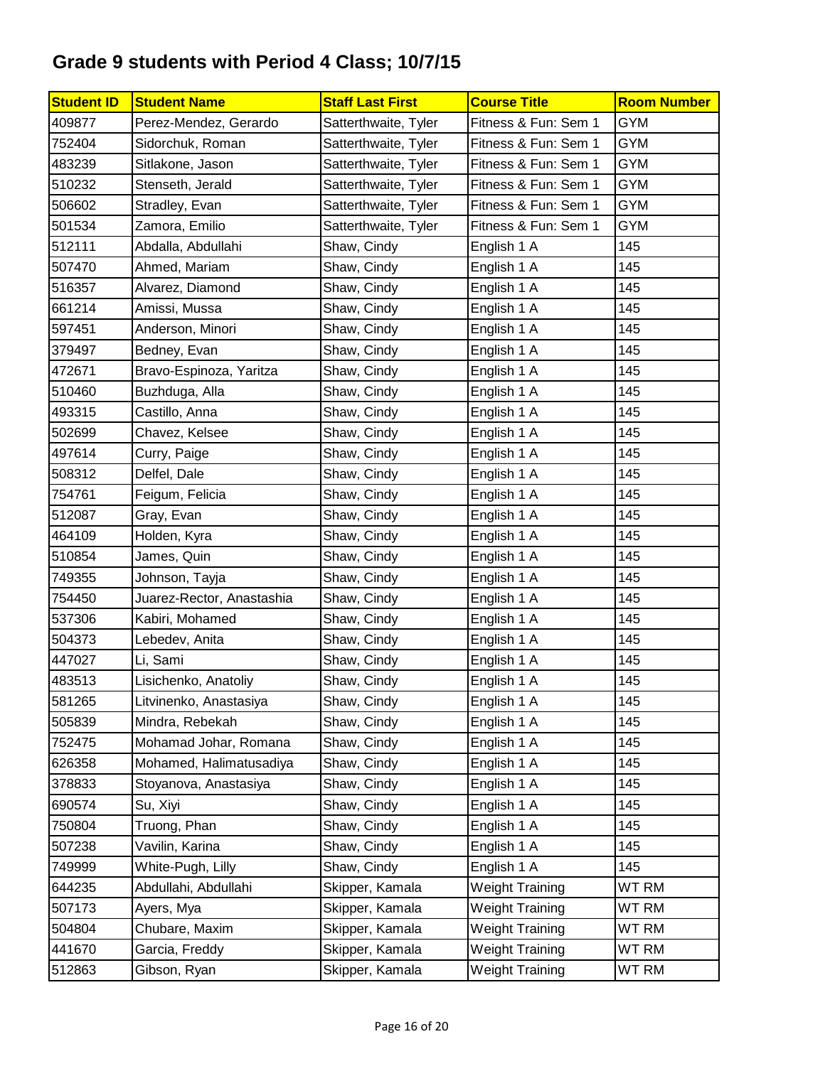# Grade 9 students with Period 4 Class; 10/7/15

| Student ID | Student Name | Staff Last First | Course Title | Room Number |
|---|---|---|---|---|
| 409877 | Perez-Mendez, Gerardo | Satterthwaite, Tyler | Fitness & Fun: Sem 1 | GYM |
| 752404 | Sidorchuk, Roman | Satterthwaite, Tyler | Fitness & Fun: Sem 1 | GYM |
| 483239 | Sitlakone, Jason | Satterthwaite, Tyler | Fitness & Fun: Sem 1 | GYM |
| 510232 | Stenseth, Jerald | Satterthwaite, Tyler | Fitness & Fun: Sem 1 | GYM |
| 506602 | Stradley, Evan | Satterthwaite, Tyler | Fitness & Fun: Sem 1 | GYM |
| 501534 | Zamora, Emilio | Satterthwaite, Tyler | Fitness & Fun: Sem 1 | GYM |
| 512111 | Abdalla, Abdullahi | Shaw, Cindy | English 1 A | 145 |
| 507470 | Ahmed, Mariam | Shaw, Cindy | English 1 A | 145 |
| 516357 | Alvarez, Diamond | Shaw, Cindy | English 1 A | 145 |
| 661214 | Amissi, Mussa | Shaw, Cindy | English 1 A | 145 |
| 597451 | Anderson, Minori | Shaw, Cindy | English 1 A | 145 |
| 379497 | Bedney, Evan | Shaw, Cindy | English 1 A | 145 |
| 472671 | Bravo-Espinoza, Yaritza | Shaw, Cindy | English 1 A | 145 |
| 510460 | Buzhduga, Alla | Shaw, Cindy | English 1 A | 145 |
| 493315 | Castillo, Anna | Shaw, Cindy | English 1 A | 145 |
| 502699 | Chavez, Kelsee | Shaw, Cindy | English 1 A | 145 |
| 497614 | Curry, Paige | Shaw, Cindy | English 1 A | 145 |
| 508312 | Delfel, Dale | Shaw, Cindy | English 1 A | 145 |
| 754761 | Feigum, Felicia | Shaw, Cindy | English 1 A | 145 |
| 512087 | Gray, Evan | Shaw, Cindy | English 1 A | 145 |
| 464109 | Holden, Kyra | Shaw, Cindy | English 1 A | 145 |
| 510854 | James, Quin | Shaw, Cindy | English 1 A | 145 |
| 749355 | Johnson, Tayja | Shaw, Cindy | English 1 A | 145 |
| 754450 | Juarez-Rector, Anastashia | Shaw, Cindy | English 1 A | 145 |
| 537306 | Kabiri, Mohamed | Shaw, Cindy | English 1 A | 145 |
| 504373 | Lebedev, Anita | Shaw, Cindy | English 1 A | 145 |
| 447027 | Li, Sami | Shaw, Cindy | English 1 A | 145 |
| 483513 | Lisichenko, Anatoliy | Shaw, Cindy | English 1 A | 145 |
| 581265 | Litvinenko, Anastasiya | Shaw, Cindy | English 1 A | 145 |
| 505839 | Mindra, Rebekah | Shaw, Cindy | English 1 A | 145 |
| 752475 | Mohamad Johar, Romana | Shaw, Cindy | English 1 A | 145 |
| 626358 | Mohamed, Halimatusadiya | Shaw, Cindy | English 1 A | 145 |
| 378833 | Stoyanova, Anastasiya | Shaw, Cindy | English 1 A | 145 |
| 690574 | Su, Xiyi | Shaw, Cindy | English 1 A | 145 |
| 750804 | Truong, Phan | Shaw, Cindy | English 1 A | 145 |
| 507238 | Vavilin, Karina | Shaw, Cindy | English 1 A | 145 |
| 749999 | White-Pugh, Lilly | Shaw, Cindy | English 1 A | 145 |
| 644235 | Abdullahi, Abdullahi | Skipper, Kamala | Weight Training | WT RM |
| 507173 | Ayers, Mya | Skipper, Kamala | Weight Training | WT RM |
| 504804 | Chubare, Maxim | Skipper, Kamala | Weight Training | WT RM |
| 441670 | Garcia, Freddy | Skipper, Kamala | Weight Training | WT RM |
| 512863 | Gibson, Ryan | Skipper, Kamala | Weight Training | WT RM |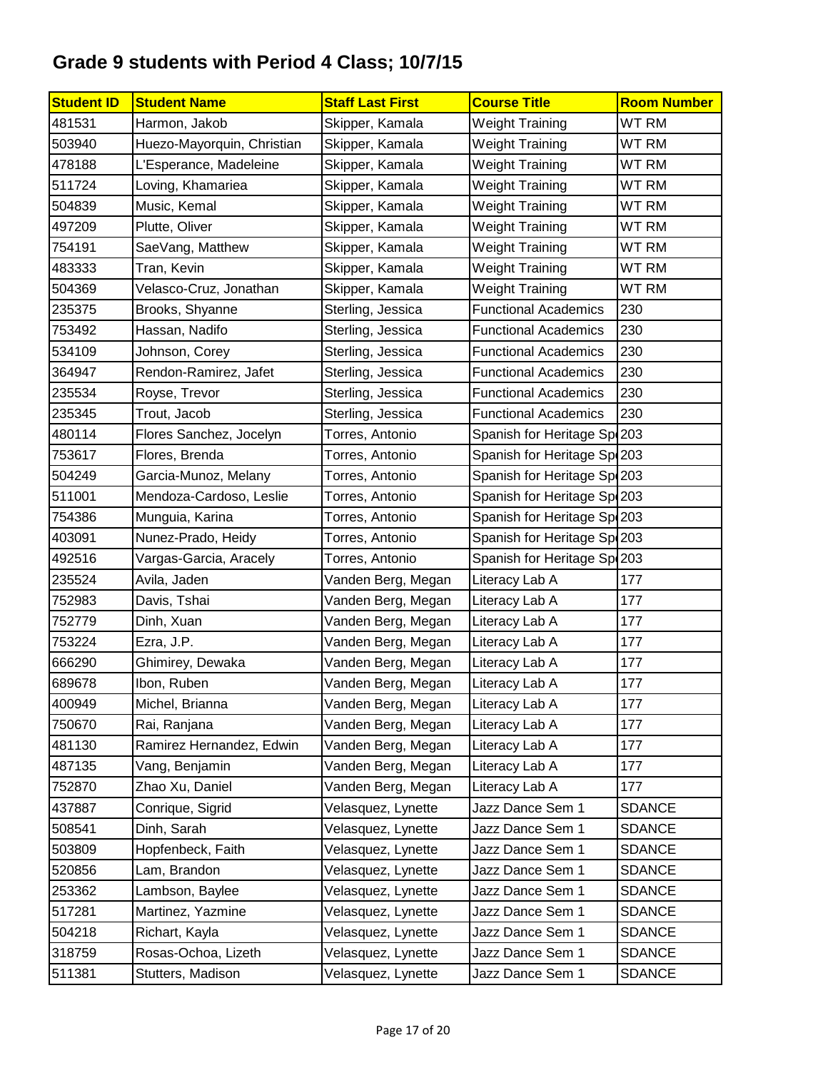# Grade 9 students with Period 4 Class; 10/7/15

| Student ID | Student Name | Staff Last First | Course Title | Room Number |
|---|---|---|---|---|
| 481531 | Harmon, Jakob | Skipper, Kamala | Weight Training | WT RM |
| 503940 | Huezo-Mayorquin, Christian | Skipper, Kamala | Weight Training | WT RM |
| 478188 | L'Esperance, Madeleine | Skipper, Kamala | Weight Training | WT RM |
| 511724 | Loving, Khamariea | Skipper, Kamala | Weight Training | WT RM |
| 504839 | Music, Kemal | Skipper, Kamala | Weight Training | WT RM |
| 497209 | Plutte, Oliver | Skipper, Kamala | Weight Training | WT RM |
| 754191 | SaeVang, Matthew | Skipper, Kamala | Weight Training | WT RM |
| 483333 | Tran, Kevin | Skipper, Kamala | Weight Training | WT RM |
| 504369 | Velasco-Cruz, Jonathan | Skipper, Kamala | Weight Training | WT RM |
| 235375 | Brooks, Shyanne | Sterling, Jessica | Functional Academics | 230 |
| 753492 | Hassan, Nadifo | Sterling, Jessica | Functional Academics | 230 |
| 534109 | Johnson, Corey | Sterling, Jessica | Functional Academics | 230 |
| 364947 | Rendon-Ramirez, Jafet | Sterling, Jessica | Functional Academics | 230 |
| 235534 | Royse, Trevor | Sterling, Jessica | Functional Academics | 230 |
| 235345 | Trout, Jacob | Sterling, Jessica | Functional Academics | 230 |
| 480114 | Flores Sanchez, Jocelyn | Torres, Antonio | Spanish for Heritage Sp | 203 |
| 753617 | Flores, Brenda | Torres, Antonio | Spanish for Heritage Sp | 203 |
| 504249 | Garcia-Munoz, Melany | Torres, Antonio | Spanish for Heritage Sp | 203 |
| 511001 | Mendoza-Cardoso, Leslie | Torres, Antonio | Spanish for Heritage Sp | 203 |
| 754386 | Munguia, Karina | Torres, Antonio | Spanish for Heritage Sp | 203 |
| 403091 | Nunez-Prado, Heidy | Torres, Antonio | Spanish for Heritage Sp | 203 |
| 492516 | Vargas-Garcia, Aracely | Torres, Antonio | Spanish for Heritage Sp | 203 |
| 235524 | Avila, Jaden | Vanden Berg, Megan | Literacy Lab A | 177 |
| 752983 | Davis, Tshai | Vanden Berg, Megan | Literacy Lab A | 177 |
| 752779 | Dinh, Xuan | Vanden Berg, Megan | Literacy Lab A | 177 |
| 753224 | Ezra, J.P. | Vanden Berg, Megan | Literacy Lab A | 177 |
| 666290 | Ghimirey, Dewaka | Vanden Berg, Megan | Literacy Lab A | 177 |
| 689678 | Ibon, Ruben | Vanden Berg, Megan | Literacy Lab A | 177 |
| 400949 | Michel, Brianna | Vanden Berg, Megan | Literacy Lab A | 177 |
| 750670 | Rai, Ranjana | Vanden Berg, Megan | Literacy Lab A | 177 |
| 481130 | Ramirez Hernandez, Edwin | Vanden Berg, Megan | Literacy Lab A | 177 |
| 487135 | Vang, Benjamin | Vanden Berg, Megan | Literacy Lab A | 177 |
| 752870 | Zhao Xu, Daniel | Vanden Berg, Megan | Literacy Lab A | 177 |
| 437887 | Conrique, Sigrid | Velasquez, Lynette | Jazz Dance Sem 1 | SDANCE |
| 508541 | Dinh, Sarah | Velasquez, Lynette | Jazz Dance Sem 1 | SDANCE |
| 503809 | Hopfenbeck, Faith | Velasquez, Lynette | Jazz Dance Sem 1 | SDANCE |
| 520856 | Lam, Brandon | Velasquez, Lynette | Jazz Dance Sem 1 | SDANCE |
| 253362 | Lambson, Baylee | Velasquez, Lynette | Jazz Dance Sem 1 | SDANCE |
| 517281 | Martinez, Yazmine | Velasquez, Lynette | Jazz Dance Sem 1 | SDANCE |
| 504218 | Richart, Kayla | Velasquez, Lynette | Jazz Dance Sem 1 | SDANCE |
| 318759 | Rosas-Ochoa, Lizeth | Velasquez, Lynette | Jazz Dance Sem 1 | SDANCE |
| 511381 | Stutters, Madison | Velasquez, Lynette | Jazz Dance Sem 1 | SDANCE |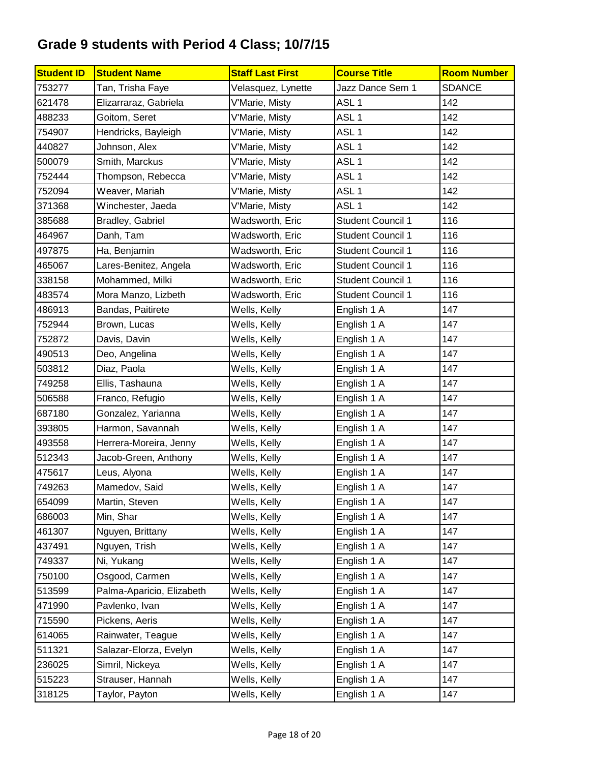# Grade 9 students with Period 4 Class; 10/7/15

| Student ID | Student Name | Staff Last First | Course Title | Room Number |
|---|---|---|---|---|
| 753277 | Tan, Trisha Faye | Velasquez, Lynette | Jazz Dance Sem 1 | SDANCE |
| 621478 | Elizarraraz, Gabriela | V'Marie, Misty | ASL 1 | 142 |
| 488233 | Goitom, Seret | V'Marie, Misty | ASL 1 | 142 |
| 754907 | Hendricks, Bayleigh | V'Marie, Misty | ASL 1 | 142 |
| 440827 | Johnson, Alex | V'Marie, Misty | ASL 1 | 142 |
| 500079 | Smith, Marckus | V'Marie, Misty | ASL 1 | 142 |
| 752444 | Thompson, Rebecca | V'Marie, Misty | ASL 1 | 142 |
| 752094 | Weaver, Mariah | V'Marie, Misty | ASL 1 | 142 |
| 371368 | Winchester, Jaeda | V'Marie, Misty | ASL 1 | 142 |
| 385688 | Bradley, Gabriel | Wadsworth, Eric | Student Council 1 | 116 |
| 464967 | Danh, Tam | Wadsworth, Eric | Student Council 1 | 116 |
| 497875 | Ha, Benjamin | Wadsworth, Eric | Student Council 1 | 116 |
| 465067 | Lares-Benitez, Angela | Wadsworth, Eric | Student Council 1 | 116 |
| 338158 | Mohammed, Milki | Wadsworth, Eric | Student Council 1 | 116 |
| 483574 | Mora Manzo, Lizbeth | Wadsworth, Eric | Student Council 1 | 116 |
| 486913 | Bandas, Paitirete | Wells, Kelly | English 1 A | 147 |
| 752944 | Brown, Lucas | Wells, Kelly | English 1 A | 147 |
| 752872 | Davis, Davin | Wells, Kelly | English 1 A | 147 |
| 490513 | Deo, Angelina | Wells, Kelly | English 1 A | 147 |
| 503812 | Diaz, Paola | Wells, Kelly | English 1 A | 147 |
| 749258 | Ellis, Tashauna | Wells, Kelly | English 1 A | 147 |
| 506588 | Franco, Refugio | Wells, Kelly | English 1 A | 147 |
| 687180 | Gonzalez, Yarianna | Wells, Kelly | English 1 A | 147 |
| 393805 | Harmon, Savannah | Wells, Kelly | English 1 A | 147 |
| 493558 | Herrera-Moreira, Jenny | Wells, Kelly | English 1 A | 147 |
| 512343 | Jacob-Green, Anthony | Wells, Kelly | English 1 A | 147 |
| 475617 | Leus, Alyona | Wells, Kelly | English 1 A | 147 |
| 749263 | Mamedov, Said | Wells, Kelly | English 1 A | 147 |
| 654099 | Martin, Steven | Wells, Kelly | English 1 A | 147 |
| 686003 | Min, Shar | Wells, Kelly | English 1 A | 147 |
| 461307 | Nguyen, Brittany | Wells, Kelly | English 1 A | 147 |
| 437491 | Nguyen, Trish | Wells, Kelly | English 1 A | 147 |
| 749337 | Ni, Yukang | Wells, Kelly | English 1 A | 147 |
| 750100 | Osgood, Carmen | Wells, Kelly | English 1 A | 147 |
| 513599 | Palma-Aparicio, Elizabeth | Wells, Kelly | English 1 A | 147 |
| 471990 | Pavlenko, Ivan | Wells, Kelly | English 1 A | 147 |
| 715590 | Pickens, Aeris | Wells, Kelly | English 1 A | 147 |
| 614065 | Rainwater, Teague | Wells, Kelly | English 1 A | 147 |
| 511321 | Salazar-Elorza, Evelyn | Wells, Kelly | English 1 A | 147 |
| 236025 | Simril, Nickeya | Wells, Kelly | English 1 A | 147 |
| 515223 | Strauser, Hannah | Wells, Kelly | English 1 A | 147 |
| 318125 | Taylor, Payton | Wells, Kelly | English 1 A | 147 |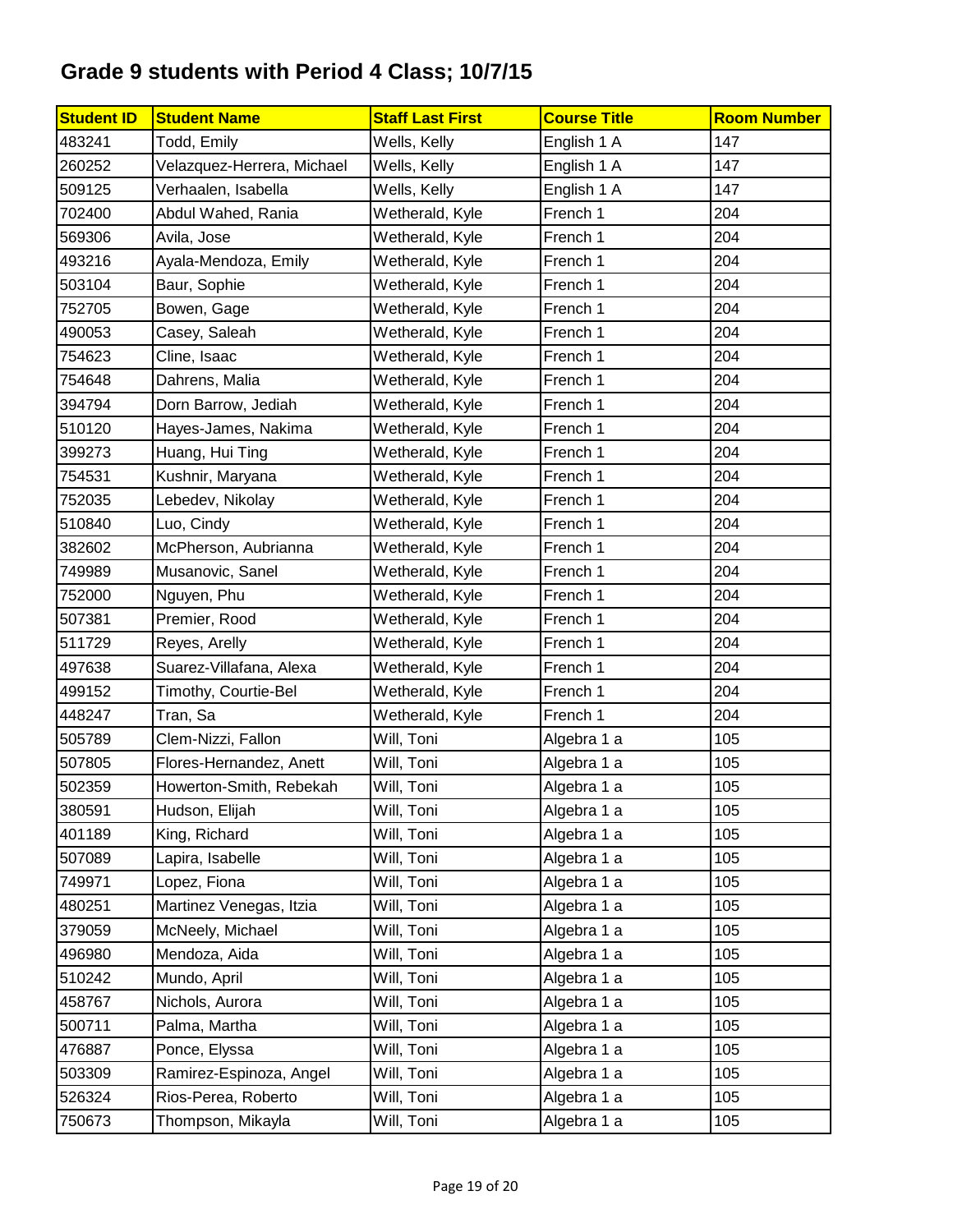# Grade 9 students with Period 4 Class; 10/7/15

| Student ID | Student Name | Staff Last First | Course Title | Room Number |
|---|---|---|---|---|
| 483241 | Todd, Emily | Wells, Kelly | English 1 A | 147 |
| 260252 | Velazquez-Herrera, Michael | Wells, Kelly | English 1 A | 147 |
| 509125 | Verhaalen, Isabella | Wells, Kelly | English 1 A | 147 |
| 702400 | Abdul Wahed, Rania | Wetherald, Kyle | French 1 | 204 |
| 569306 | Avila, Jose | Wetherald, Kyle | French 1 | 204 |
| 493216 | Ayala-Mendoza, Emily | Wetherald, Kyle | French 1 | 204 |
| 503104 | Baur, Sophie | Wetherald, Kyle | French 1 | 204 |
| 752705 | Bowen, Gage | Wetherald, Kyle | French 1 | 204 |
| 490053 | Casey, Saleah | Wetherald, Kyle | French 1 | 204 |
| 754623 | Cline, Isaac | Wetherald, Kyle | French 1 | 204 |
| 754648 | Dahrens, Malia | Wetherald, Kyle | French 1 | 204 |
| 394794 | Dorn Barrow, Jediah | Wetherald, Kyle | French 1 | 204 |
| 510120 | Hayes-James, Nakima | Wetherald, Kyle | French 1 | 204 |
| 399273 | Huang, Hui Ting | Wetherald, Kyle | French 1 | 204 |
| 754531 | Kushnir, Maryana | Wetherald, Kyle | French 1 | 204 |
| 752035 | Lebedev, Nikolay | Wetherald, Kyle | French 1 | 204 |
| 510840 | Luo, Cindy | Wetherald, Kyle | French 1 | 204 |
| 382602 | McPherson, Aubrianna | Wetherald, Kyle | French 1 | 204 |
| 749989 | Musanovic, Sanel | Wetherald, Kyle | French 1 | 204 |
| 752000 | Nguyen, Phu | Wetherald, Kyle | French 1 | 204 |
| 507381 | Premier, Rood | Wetherald, Kyle | French 1 | 204 |
| 511729 | Reyes, Arelly | Wetherald, Kyle | French 1 | 204 |
| 497638 | Suarez-Villafana, Alexa | Wetherald, Kyle | French 1 | 204 |
| 499152 | Timothy, Courtie-Bel | Wetherald, Kyle | French 1 | 204 |
| 448247 | Tran, Sa | Wetherald, Kyle | French 1 | 204 |
| 505789 | Clem-Nizzi, Fallon | Will, Toni | Algebra 1 a | 105 |
| 507805 | Flores-Hernandez, Anett | Will, Toni | Algebra 1 a | 105 |
| 502359 | Howerton-Smith, Rebekah | Will, Toni | Algebra 1 a | 105 |
| 380591 | Hudson, Elijah | Will, Toni | Algebra 1 a | 105 |
| 401189 | King, Richard | Will, Toni | Algebra 1 a | 105 |
| 507089 | Lapira, Isabelle | Will, Toni | Algebra 1 a | 105 |
| 749971 | Lopez, Fiona | Will, Toni | Algebra 1 a | 105 |
| 480251 | Martinez Venegas, Itzia | Will, Toni | Algebra 1 a | 105 |
| 379059 | McNeely, Michael | Will, Toni | Algebra 1 a | 105 |
| 496980 | Mendoza, Aida | Will, Toni | Algebra 1 a | 105 |
| 510242 | Mundo, April | Will, Toni | Algebra 1 a | 105 |
| 458767 | Nichols, Aurora | Will, Toni | Algebra 1 a | 105 |
| 500711 | Palma, Martha | Will, Toni | Algebra 1 a | 105 |
| 476887 | Ponce, Elyssa | Will, Toni | Algebra 1 a | 105 |
| 503309 | Ramirez-Espinoza, Angel | Will, Toni | Algebra 1 a | 105 |
| 526324 | Rios-Perea, Roberto | Will, Toni | Algebra 1 a | 105 |
| 750673 | Thompson, Mikayla | Will, Toni | Algebra 1 a | 105 |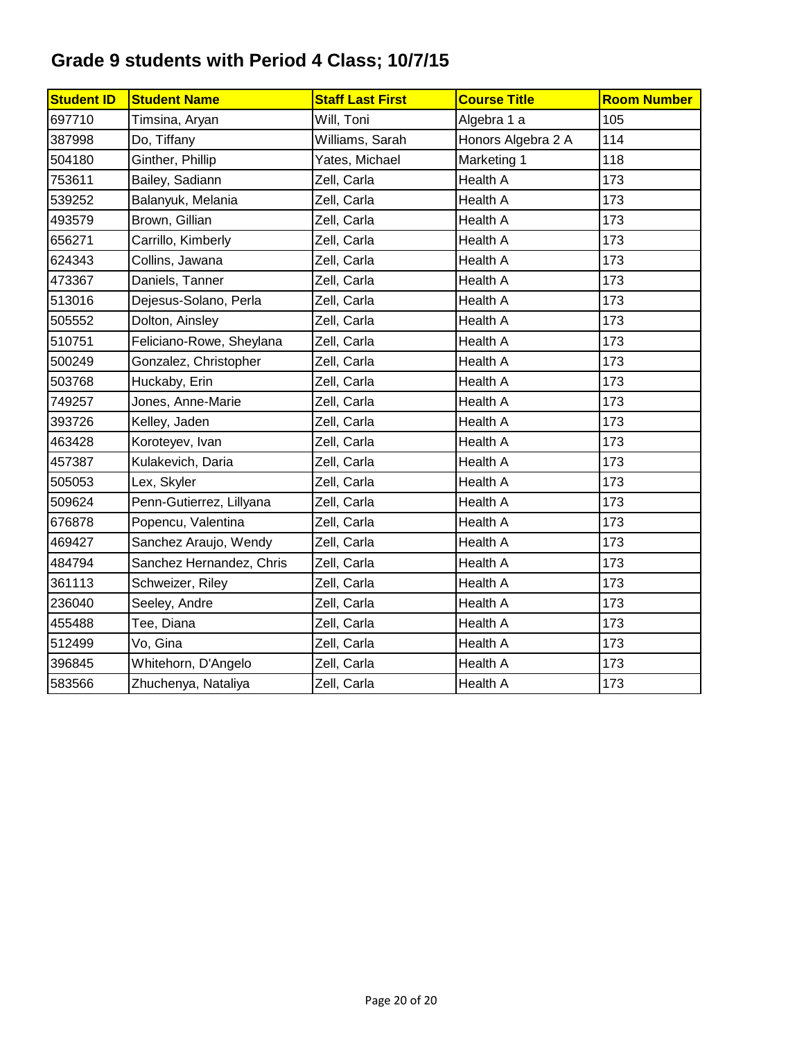# Grade 9 students with Period 4 Class; 10/7/15

| Student ID | Student Name | Staff Last First | Course Title | Room Number |
|---|---|---|---|---|
| 697710 | Timsina, Aryan | Will, Toni | Algebra 1 a | 105 |
| 387998 | Do, Tiffany | Williams, Sarah | Honors Algebra 2 A | 114 |
| 504180 | Ginther, Phillip | Yates, Michael | Marketing 1 | 118 |
| 753611 | Bailey, Sadiann | Zell, Carla | Health A | 173 |
| 539252 | Balanyuk, Melania | Zell, Carla | Health A | 173 |
| 493579 | Brown, Gillian | Zell, Carla | Health A | 173 |
| 656271 | Carrillo, Kimberly | Zell, Carla | Health A | 173 |
| 624343 | Collins, Jawana | Zell, Carla | Health A | 173 |
| 473367 | Daniels, Tanner | Zell, Carla | Health A | 173 |
| 513016 | Dejesus-Solano, Perla | Zell, Carla | Health A | 173 |
| 505552 | Dolton, Ainsley | Zell, Carla | Health A | 173 |
| 510751 | Feliciano-Rowe, Sheylana | Zell, Carla | Health A | 173 |
| 500249 | Gonzalez, Christopher | Zell, Carla | Health A | 173 |
| 503768 | Huckaby, Erin | Zell, Carla | Health A | 173 |
| 749257 | Jones, Anne-Marie | Zell, Carla | Health A | 173 |
| 393726 | Kelley, Jaden | Zell, Carla | Health A | 173 |
| 463428 | Koroteyev, Ivan | Zell, Carla | Health A | 173 |
| 457387 | Kulakevich, Daria | Zell, Carla | Health A | 173 |
| 505053 | Lex, Skyler | Zell, Carla | Health A | 173 |
| 509624 | Penn-Gutierrez, Lillyana | Zell, Carla | Health A | 173 |
| 676878 | Popencu, Valentina | Zell, Carla | Health A | 173 |
| 469427 | Sanchez Araujo, Wendy | Zell, Carla | Health A | 173 |
| 484794 | Sanchez Hernandez, Chris | Zell, Carla | Health A | 173 |
| 361113 | Schweizer, Riley | Zell, Carla | Health A | 173 |
| 236040 | Seeley, Andre | Zell, Carla | Health A | 173 |
| 455488 | Tee, Diana | Zell, Carla | Health A | 173 |
| 512499 | Vo, Gina | Zell, Carla | Health A | 173 |
| 396845 | Whitehorn, D'Angelo | Zell, Carla | Health A | 173 |
| 583566 | Zhuchenya, Nataliya | Zell, Carla | Health A | 173 |